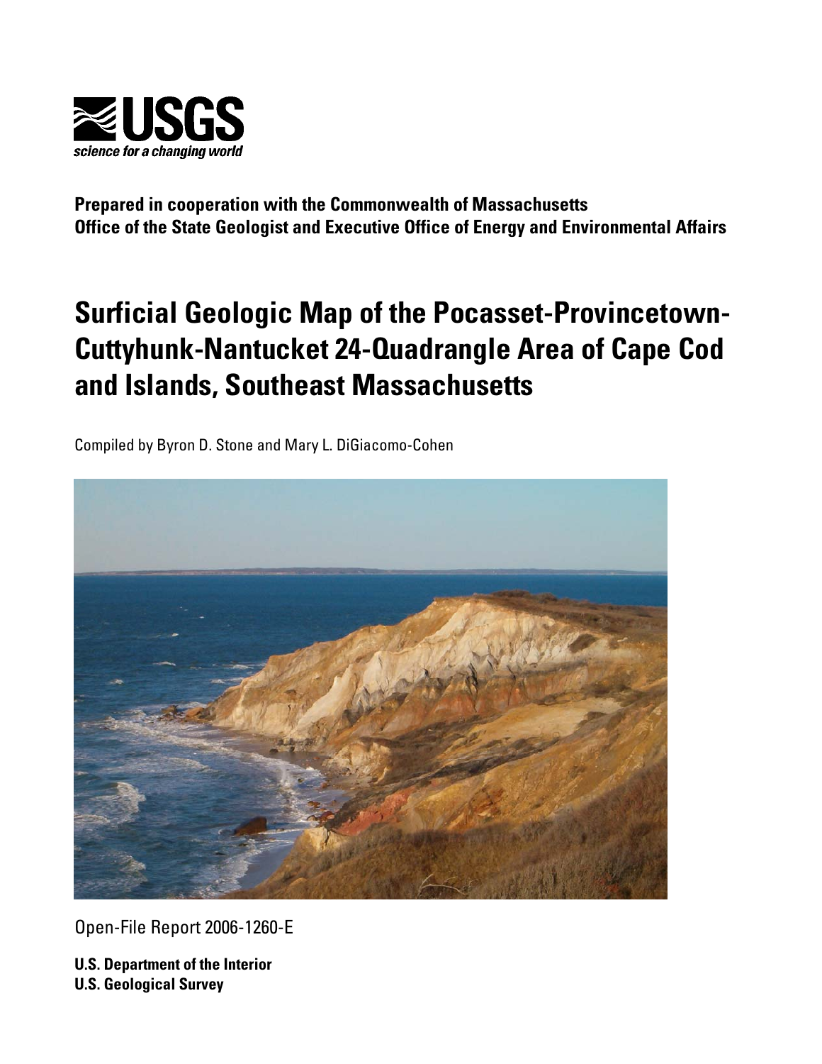USGS

*science for a changing world*

**Prepared in cooperation with the Commonwealth of Massachusetts**
**Office of the State Geologist and Executive Office of Energy and Environmental Affairs**

# Surficial Geologic Map of the Pocasset-Provincetown-Cuttyhunk-Nantucket 24-Quadrangle Area of Cape Cod and Islands, Southeast Massachusetts

Compiled by Byron D. Stone and Mary L. DiGiacomo-Cohen

Open-File Report 2006-1260-E

**U.S. Department of the Interior**
**U.S. Geological Survey**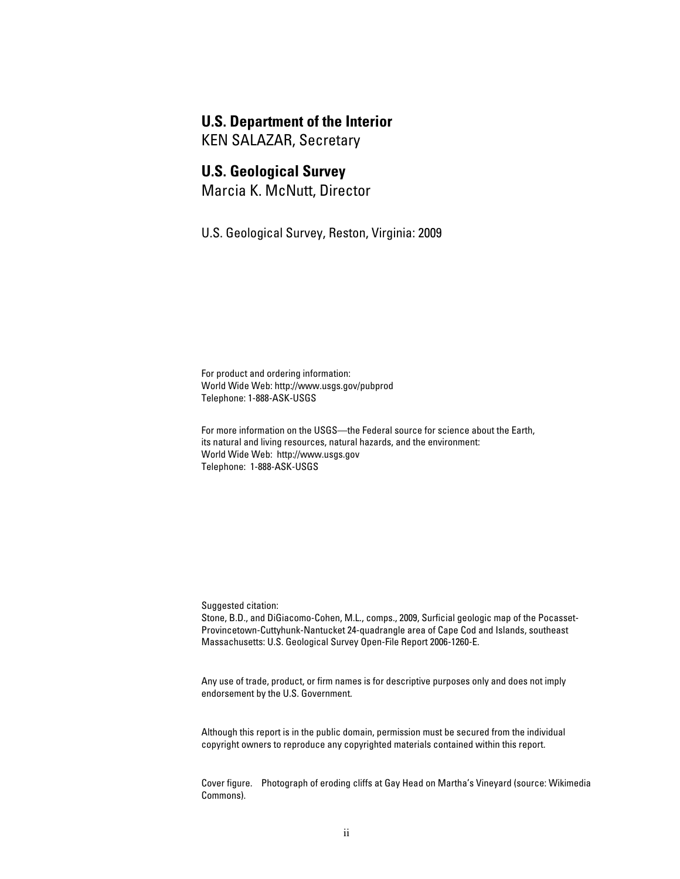**U.S. Department of the Interior**
KEN SALAZAR, Secretary

**U.S. Geological Survey**
Marcia K. McNutt, Director

U.S. Geological Survey, Reston, Virginia: 2009

For product and ordering information:
World Wide Web: http://www.usgs.gov/pubprod
Telephone: 1-888-ASK-USGS

For more information on the USGS—the Federal source for science about the Earth, its natural and living resources, natural hazards, and the environment:
World Wide Web: http://www.usgs.gov
Telephone: 1-888-ASK-USGS

Suggested citation:
Stone, B.D., and DiGiacomo-Cohen, M.L., comps., 2009, Surficial geologic map of the Pocasset-Provincetown-Cuttyhunk-Nantucket 24-quadrangle area of Cape Cod and Islands, southeast Massachusetts: U.S. Geological Survey Open-File Report 2006-1260-E.

Any use of trade, product, or firm names is for descriptive purposes only and does not imply endorsement by the U.S. Government.

Although this report is in the public domain, permission must be secured from the individual copyright owners to reproduce any copyrighted materials contained within this report.

Cover figure. Photograph of eroding cliffs at Gay Head on Martha's Vineyard (source: Wikimedia Commons).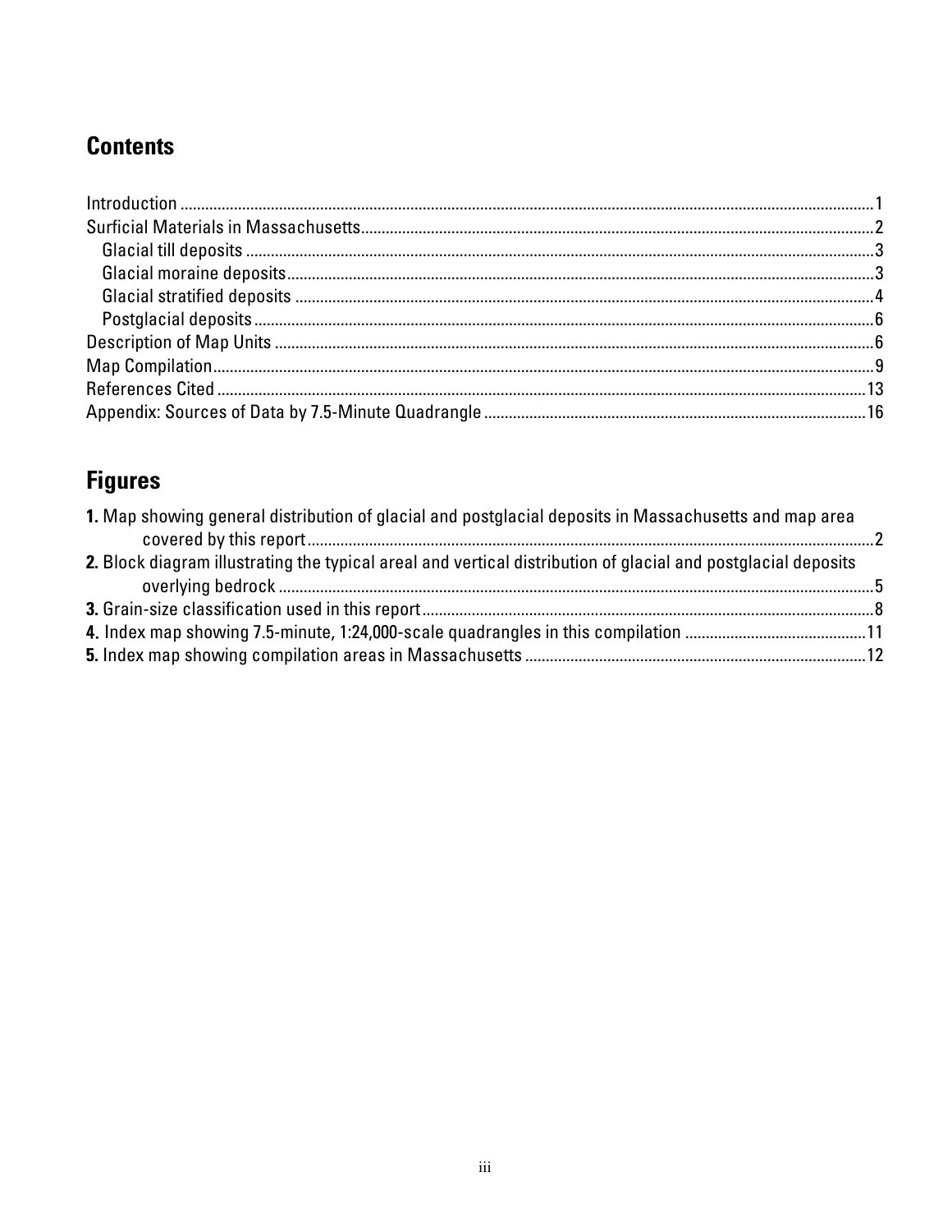## Contents

Introduction .....1
Surficial Materials in Massachusetts.....2
  Glacial till deposits .....3
  Glacial moraine deposits.....3
  Glacial stratified deposits .....4
  Postglacial deposits.....6
Description of Map Units .....6
Map Compilation.....9
References Cited .....13
Appendix: Sources of Data by 7.5-Minute Quadrangle .....16

## Figures

**1.** Map showing general distribution of glacial and postglacial deposits in Massachusetts and map area covered by this report.....2
**2.** Block diagram illustrating the typical areal and vertical distribution of glacial and postglacial deposits overlying bedrock .....5
**3.** Grain-size classification used in this report.....8
**4.** Index map showing 7.5-minute, 1:24,000-scale quadrangles in this compilation .....11
**5.** Index map showing compilation areas in Massachusetts .....12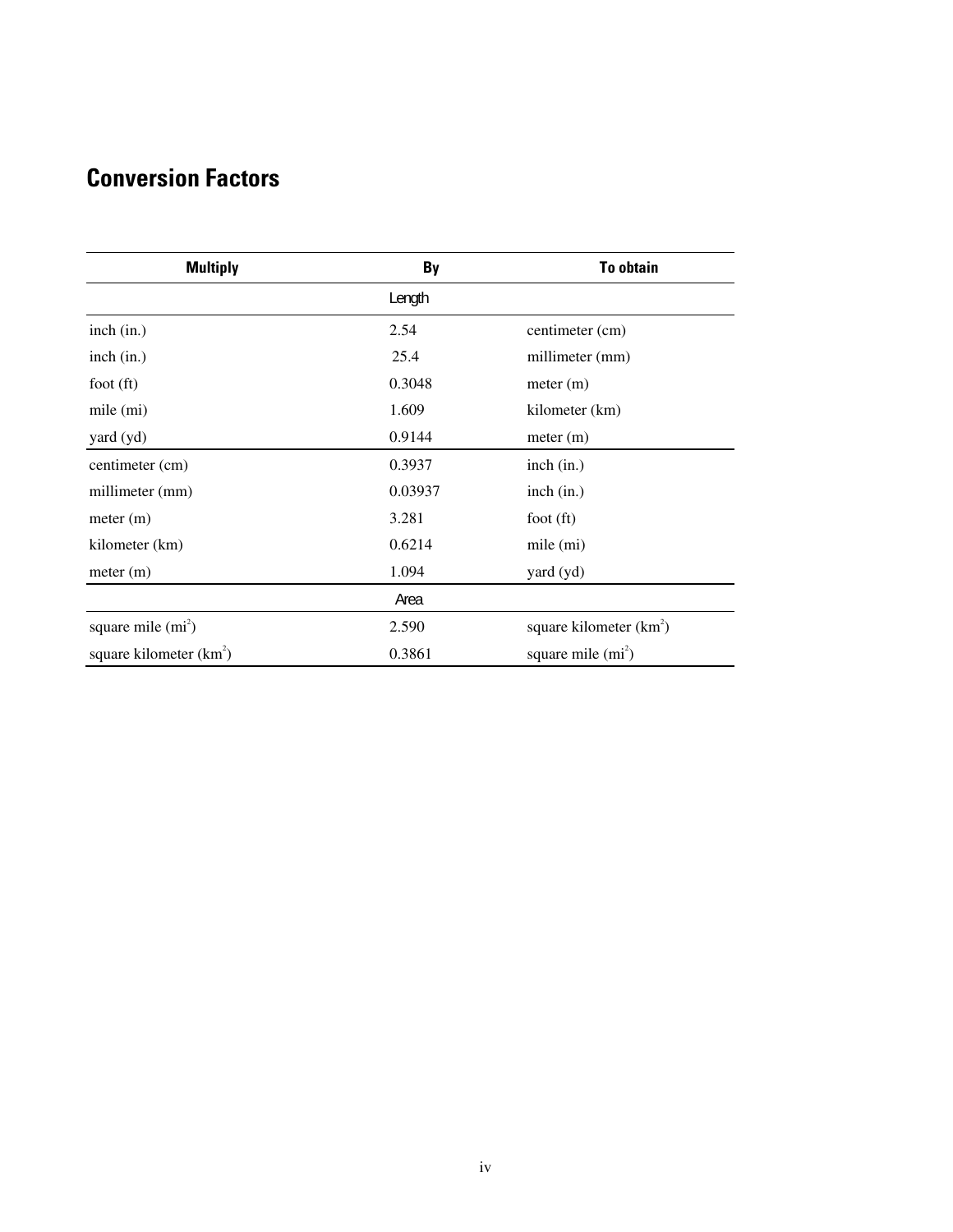# Conversion Factors

| Multiply | By | To obtain |
|---|---|---|
| | Length | |
| inch (in.) | 2.54 | centimeter (cm) |
| inch (in.) | 25.4 | millimeter (mm) |
| foot (ft) | 0.3048 | meter (m) |
| mile (mi) | 1.609 | kilometer (km) |
| yard (yd) | 0.9144 | meter (m) |
| centimeter (cm) | 0.3937 | inch (in.) |
| millimeter (mm) | 0.03937 | inch (in.) |
| meter (m) | 3.281 | foot (ft) |
| kilometer (km) | 0.6214 | mile (mi) |
| meter (m) | 1.094 | yard (yd) |
| | Area | |
| square mile ($mi^2$) | 2.590 | square kilometer ($km^2$) |
| square kilometer ($km^2$) | 0.3861 | square mile ($mi^2$) |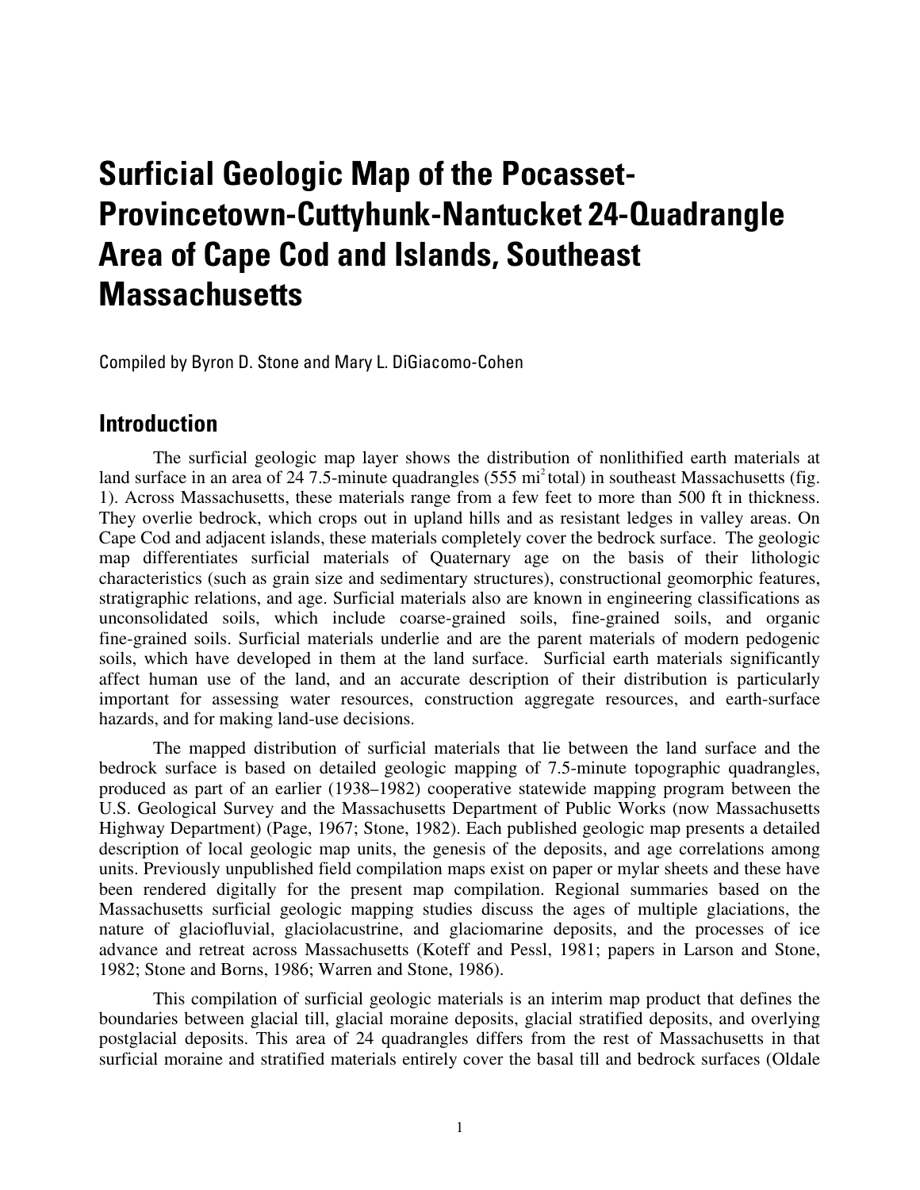# Surficial Geologic Map of the Pocasset-Provincetown-Cuttyhunk-Nantucket 24-Quadrangle Area of Cape Cod and Islands, Southeast Massachusetts

Compiled by Byron D. Stone and Mary L. DiGiacomo-Cohen

## Introduction

The surficial geologic map layer shows the distribution of nonlithified earth materials at land surface in an area of 24 7.5-minute quadrangles (555 $mi^2$ total) in southeast Massachusetts (fig. 1). Across Massachusetts, these materials range from a few feet to more than 500 ft in thickness. They overlie bedrock, which crops out in upland hills and as resistant ledges in valley areas. On Cape Cod and adjacent islands, these materials completely cover the bedrock surface. The geologic map differentiates surficial materials of Quaternary age on the basis of their lithologic characteristics (such as grain size and sedimentary structures), constructional geomorphic features, stratigraphic relations, and age. Surficial materials also are known in engineering classifications as unconsolidated soils, which include coarse-grained soils, fine-grained soils, and organic fine-grained soils. Surficial materials underlie and are the parent materials of modern pedogenic soils, which have developed in them at the land surface. Surficial earth materials significantly affect human use of the land, and an accurate description of their distribution is particularly important for assessing water resources, construction aggregate resources, and earth-surface hazards, and for making land-use decisions.

The mapped distribution of surficial materials that lie between the land surface and the bedrock surface is based on detailed geologic mapping of 7.5-minute topographic quadrangles, produced as part of an earlier (1938–1982) cooperative statewide mapping program between the U.S. Geological Survey and the Massachusetts Department of Public Works (now Massachusetts Highway Department) (Page, 1967; Stone, 1982). Each published geologic map presents a detailed description of local geologic map units, the genesis of the deposits, and age correlations among units. Previously unpublished field compilation maps exist on paper or mylar sheets and these have been rendered digitally for the present map compilation. Regional summaries based on the Massachusetts surficial geologic mapping studies discuss the ages of multiple glaciations, the nature of glaciofluvial, glaciolacustrine, and glaciomarine deposits, and the processes of ice advance and retreat across Massachusetts (Koteff and Pessl, 1981; papers in Larson and Stone, 1982; Stone and Borns, 1986; Warren and Stone, 1986).

This compilation of surficial geologic materials is an interim map product that defines the boundaries between glacial till, glacial moraine deposits, glacial stratified deposits, and overlying postglacial deposits. This area of 24 quadrangles differs from the rest of Massachusetts in that surficial moraine and stratified materials entirely cover the basal till and bedrock surfaces (Oldale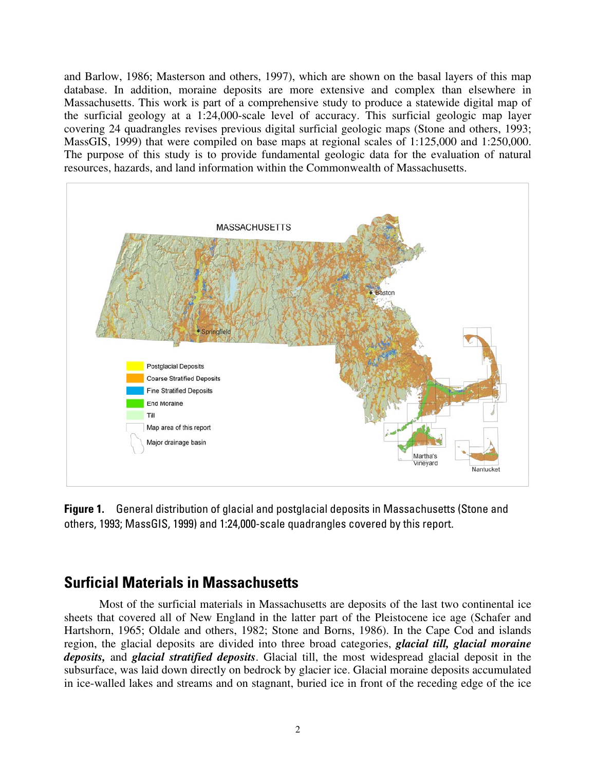and Barlow, 1986; Masterson and others, 1997), which are shown on the basal layers of this map database. In addition, moraine deposits are more extensive and complex than elsewhere in Massachusetts. This work is part of a comprehensive study to produce a statewide digital map of the surficial geology at a 1:24,000-scale level of accuracy. This surficial geologic map layer covering 24 quadrangles revises previous digital surficial geologic maps (Stone and others, 1993; MassGIS, 1999) that were compiled on base maps at regional scales of 1:125,000 and 1:250,000. The purpose of this study is to provide fundamental geologic data for the evaluation of natural resources, hazards, and land information within the Commonwealth of Massachusetts.

**Figure 1.** General distribution of glacial and postglacial deposits in Massachusetts (Stone and others, 1993; MassGIS, 1999) and 1:24,000-scale quadrangles covered by this report.

## Surficial Materials in Massachusetts

Most of the surficial materials in Massachusetts are deposits of the last two continental ice sheets that covered all of New England in the latter part of the Pleistocene ice age (Schafer and Hartshorn, 1965; Oldale and others, 1982; Stone and Borns, 1986). In the Cape Cod and islands region, the glacial deposits are divided into three broad categories, ***glacial till, glacial moraine deposits,*** and ***glacial stratified deposits***. Glacial till, the most widespread glacial deposit in the subsurface, was laid down directly on bedrock by glacier ice. Glacial moraine deposits accumulated in ice-walled lakes and streams and on stagnant, buried ice in front of the receding edge of the ice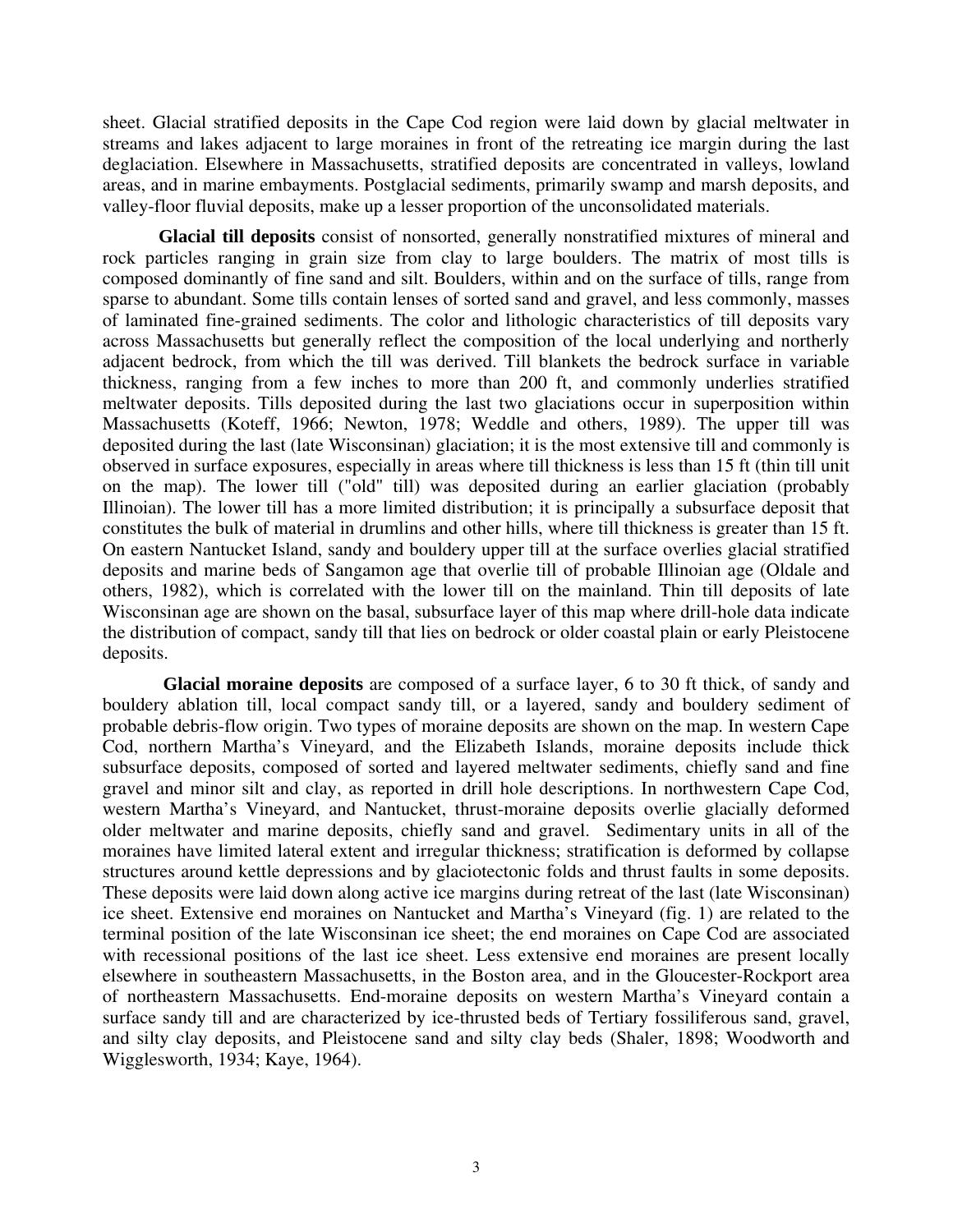sheet. Glacial stratified deposits in the Cape Cod region were laid down by glacial meltwater in streams and lakes adjacent to large moraines in front of the retreating ice margin during the last deglaciation. Elsewhere in Massachusetts, stratified deposits are concentrated in valleys, lowland areas, and in marine embayments. Postglacial sediments, primarily swamp and marsh deposits, and valley-floor fluvial deposits, make up a lesser proportion of the unconsolidated materials.

**Glacial till deposits** consist of nonsorted, generally nonstratified mixtures of mineral and rock particles ranging in grain size from clay to large boulders. The matrix of most tills is composed dominantly of fine sand and silt. Boulders, within and on the surface of tills, range from sparse to abundant. Some tills contain lenses of sorted sand and gravel, and less commonly, masses of laminated fine-grained sediments. The color and lithologic characteristics of till deposits vary across Massachusetts but generally reflect the composition of the local underlying and northerly adjacent bedrock, from which the till was derived. Till blankets the bedrock surface in variable thickness, ranging from a few inches to more than 200 ft, and commonly underlies stratified meltwater deposits. Tills deposited during the last two glaciations occur in superposition within Massachusetts (Koteff, 1966; Newton, 1978; Weddle and others, 1989). The upper till was deposited during the last (late Wisconsinan) glaciation; it is the most extensive till and commonly is observed in surface exposures, especially in areas where till thickness is less than 15 ft (thin till unit on the map). The lower till ("old" till) was deposited during an earlier glaciation (probably Illinoian). The lower till has a more limited distribution; it is principally a subsurface deposit that constitutes the bulk of material in drumlins and other hills, where till thickness is greater than 15 ft. On eastern Nantucket Island, sandy and bouldery upper till at the surface overlies glacial stratified deposits and marine beds of Sangamon age that overlie till of probable Illinoian age (Oldale and others, 1982), which is correlated with the lower till on the mainland. Thin till deposits of late Wisconsinan age are shown on the basal, subsurface layer of this map where drill-hole data indicate the distribution of compact, sandy till that lies on bedrock or older coastal plain or early Pleistocene deposits.

**Glacial moraine deposits** are composed of a surface layer, 6 to 30 ft thick, of sandy and bouldery ablation till, local compact sandy till, or a layered, sandy and bouldery sediment of probable debris-flow origin. Two types of moraine deposits are shown on the map. In western Cape Cod, northern Martha's Vineyard, and the Elizabeth Islands, moraine deposits include thick subsurface deposits, composed of sorted and layered meltwater sediments, chiefly sand and fine gravel and minor silt and clay, as reported in drill hole descriptions. In northwestern Cape Cod, western Martha's Vineyard, and Nantucket, thrust-moraine deposits overlie glacially deformed older meltwater and marine deposits, chiefly sand and gravel. Sedimentary units in all of the moraines have limited lateral extent and irregular thickness; stratification is deformed by collapse structures around kettle depressions and by glaciotectonic folds and thrust faults in some deposits. These deposits were laid down along active ice margins during retreat of the last (late Wisconsinan) ice sheet. Extensive end moraines on Nantucket and Martha's Vineyard (fig. 1) are related to the terminal position of the late Wisconsinan ice sheet; the end moraines on Cape Cod are associated with recessional positions of the last ice sheet. Less extensive end moraines are present locally elsewhere in southeastern Massachusetts, in the Boston area, and in the Gloucester-Rockport area of northeastern Massachusetts. End-moraine deposits on western Martha's Vineyard contain a surface sandy till and are characterized by ice-thrusted beds of Tertiary fossiliferous sand, gravel, and silty clay deposits, and Pleistocene sand and silty clay beds (Shaler, 1898; Woodworth and Wigglesworth, 1934; Kaye, 1964).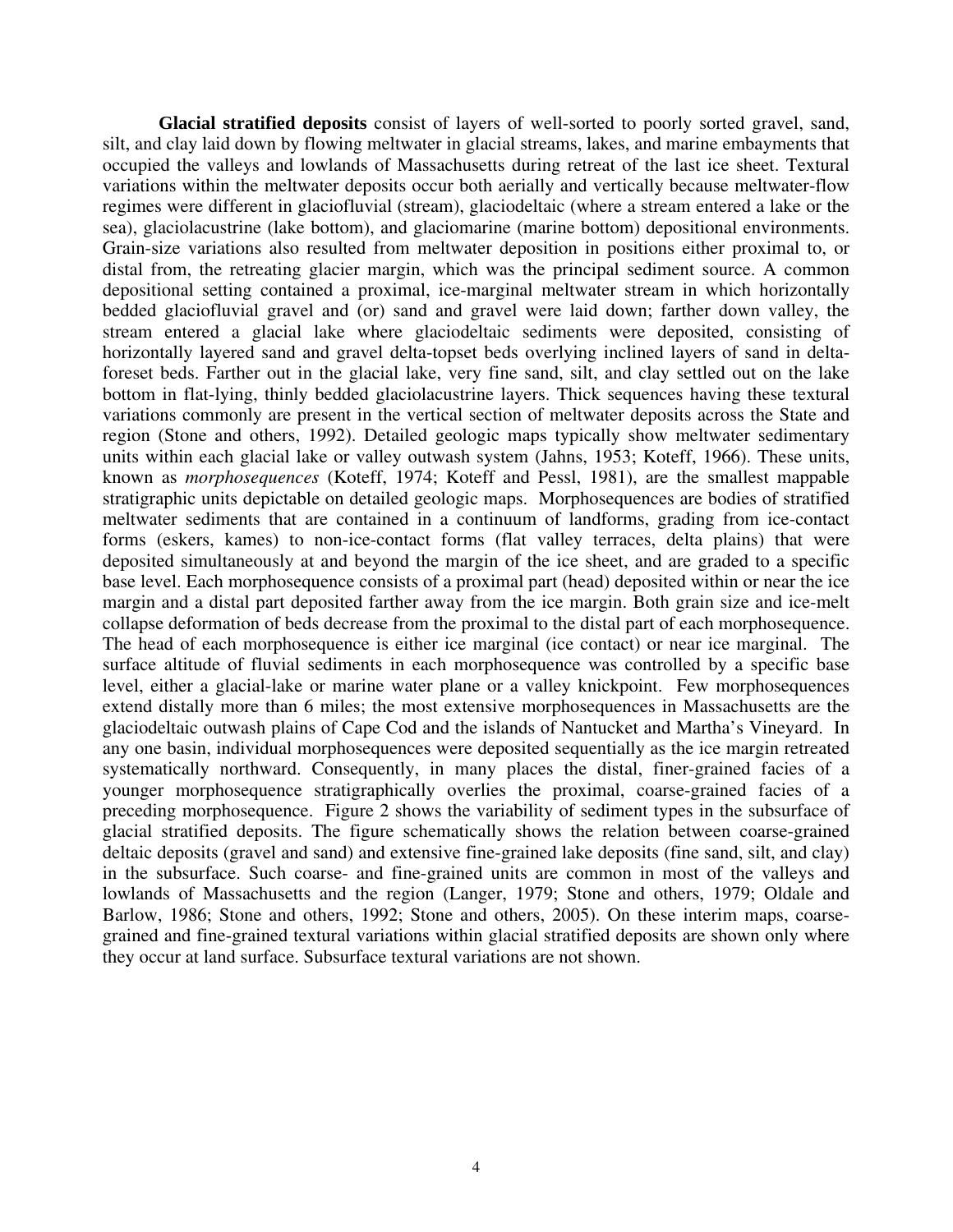**Glacial stratified deposits** consist of layers of well-sorted to poorly sorted gravel, sand, silt, and clay laid down by flowing meltwater in glacial streams, lakes, and marine embayments that occupied the valleys and lowlands of Massachusetts during retreat of the last ice sheet. Textural variations within the meltwater deposits occur both aerially and vertically because meltwater-flow regimes were different in glaciofluvial (stream), glaciodeltaic (where a stream entered a lake or the sea), glaciolacustrine (lake bottom), and glaciomarine (marine bottom) depositional environments. Grain-size variations also resulted from meltwater deposition in positions either proximal to, or distal from, the retreating glacier margin, which was the principal sediment source. A common depositional setting contained a proximal, ice-marginal meltwater stream in which horizontally bedded glaciofluvial gravel and (or) sand and gravel were laid down; farther down valley, the stream entered a glacial lake where glaciodeltaic sediments were deposited, consisting of horizontally layered sand and gravel delta-topset beds overlying inclined layers of sand in delta-foreset beds. Farther out in the glacial lake, very fine sand, silt, and clay settled out on the lake bottom in flat-lying, thinly bedded glaciolacustrine layers. Thick sequences having these textural variations commonly are present in the vertical section of meltwater deposits across the State and region (Stone and others, 1992). Detailed geologic maps typically show meltwater sedimentary units within each glacial lake or valley outwash system (Jahns, 1953; Koteff, 1966). These units, known as *morphosequences* (Koteff, 1974; Koteff and Pessl, 1981), are the smallest mappable stratigraphic units depictable on detailed geologic maps. Morphosequences are bodies of stratified meltwater sediments that are contained in a continuum of landforms, grading from ice-contact forms (eskers, kames) to non-ice-contact forms (flat valley terraces, delta plains) that were deposited simultaneously at and beyond the margin of the ice sheet, and are graded to a specific base level. Each morphosequence consists of a proximal part (head) deposited within or near the ice margin and a distal part deposited farther away from the ice margin. Both grain size and ice-melt collapse deformation of beds decrease from the proximal to the distal part of each morphosequence. The head of each morphosequence is either ice marginal (ice contact) or near ice marginal. The surface altitude of fluvial sediments in each morphosequence was controlled by a specific base level, either a glacial-lake or marine water plane or a valley knickpoint. Few morphosequences extend distally more than 6 miles; the most extensive morphosequences in Massachusetts are the glaciodeltaic outwash plains of Cape Cod and the islands of Nantucket and Martha's Vineyard. In any one basin, individual morphosequences were deposited sequentially as the ice margin retreated systematically northward. Consequently, in many places the distal, finer-grained facies of a younger morphosequence stratigraphically overlies the proximal, coarse-grained facies of a preceding morphosequence. Figure 2 shows the variability of sediment types in the subsurface of glacial stratified deposits. The figure schematically shows the relation between coarse-grained deltaic deposits (gravel and sand) and extensive fine-grained lake deposits (fine sand, silt, and clay) in the subsurface. Such coarse- and fine-grained units are common in most of the valleys and lowlands of Massachusetts and the region (Langer, 1979; Stone and others, 1979; Oldale and Barlow, 1986; Stone and others, 1992; Stone and others, 2005). On these interim maps, coarse-grained and fine-grained textural variations within glacial stratified deposits are shown only where they occur at land surface. Subsurface textural variations are not shown.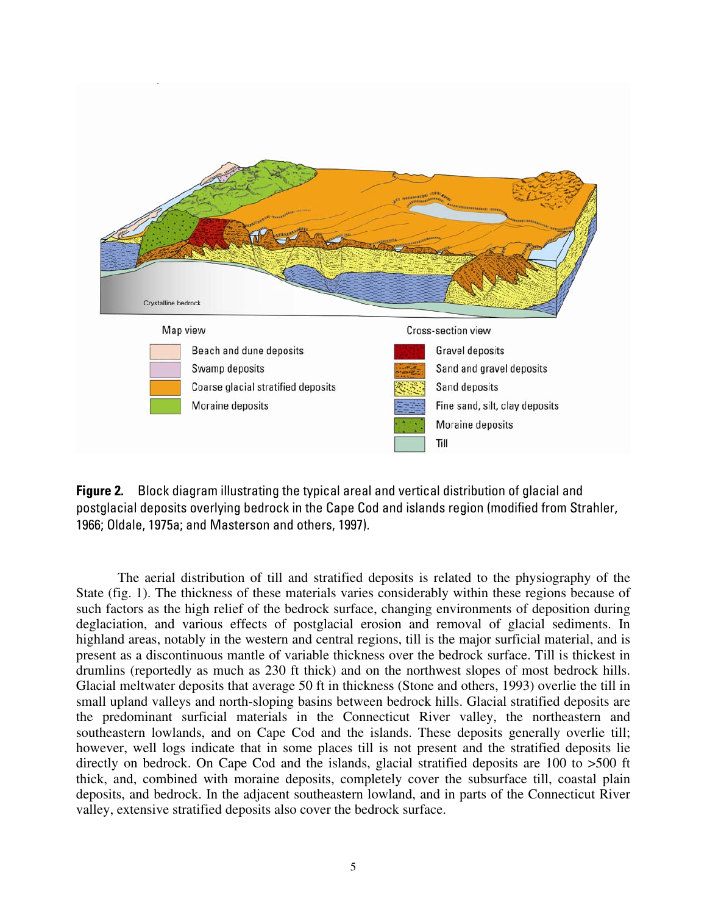**Figure 2.** Block diagram illustrating the typical areal and vertical distribution of glacial and postglacial deposits overlying bedrock in the Cape Cod and islands region (modified from Strahler, 1966; Oldale, 1975a; and Masterson and others, 1997).

The aerial distribution of till and stratified deposits is related to the physiography of the State (fig. 1). The thickness of these materials varies considerably within these regions because of such factors as the high relief of the bedrock surface, changing environments of deposition during deglaciation, and various effects of postglacial erosion and removal of glacial sediments. In highland areas, notably in the western and central regions, till is the major surficial material, and is present as a discontinuous mantle of variable thickness over the bedrock surface. Till is thickest in drumlins (reportedly as much as 230 ft thick) and on the northwest slopes of most bedrock hills. Glacial meltwater deposits that average 50 ft in thickness (Stone and others, 1993) overlie the till in small upland valleys and north-sloping basins between bedrock hills. Glacial stratified deposits are the predominant surficial materials in the Connecticut River valley, the northeastern and southeastern lowlands, and on Cape Cod and the islands. These deposits generally overlie till; however, well logs indicate that in some places till is not present and the stratified deposits lie directly on bedrock. On Cape Cod and the islands, glacial stratified deposits are 100 to >500 ft thick, and, combined with moraine deposits, completely cover the subsurface till, coastal plain deposits, and bedrock. In the adjacent southeastern lowland, and in parts of the Connecticut River valley, extensive stratified deposits also cover the bedrock surface.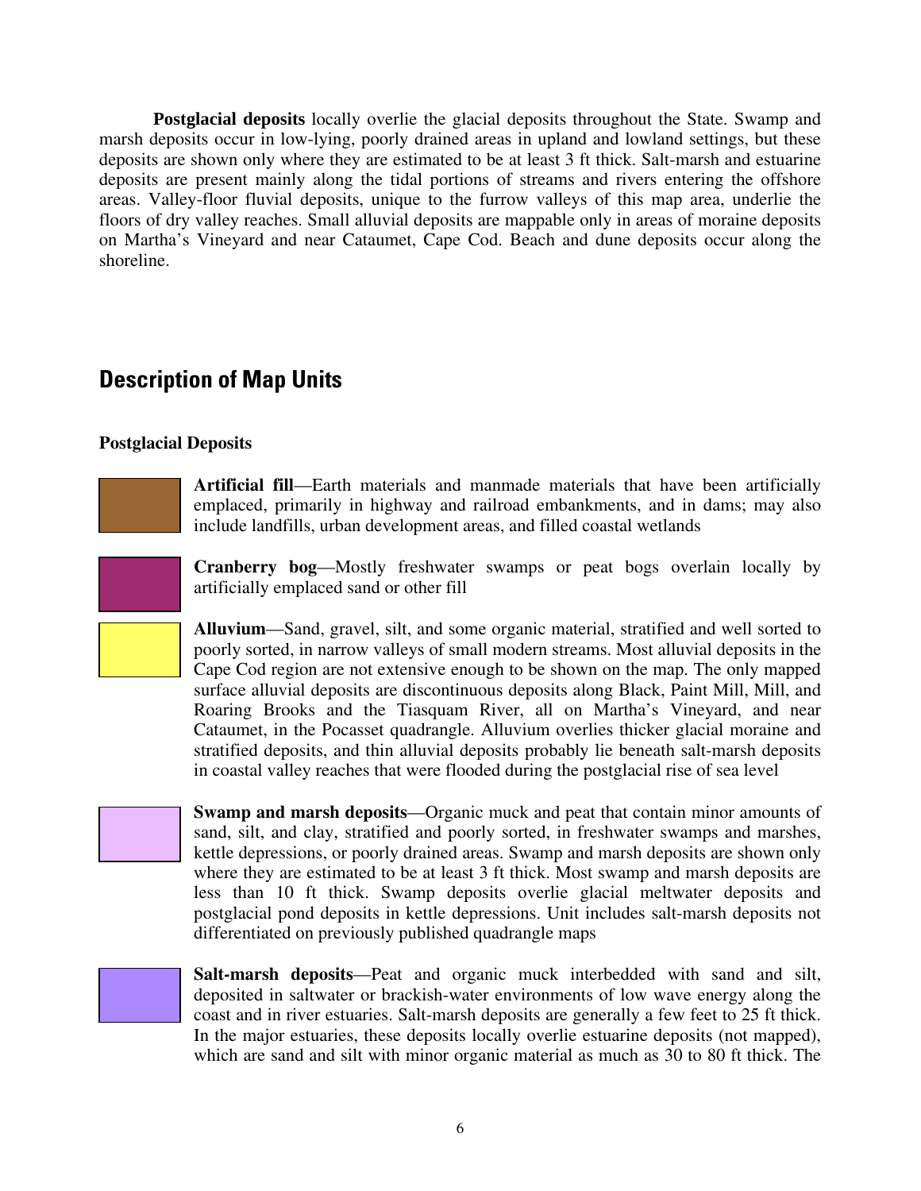**Postglacial deposits** locally overlie the glacial deposits throughout the State. Swamp and marsh deposits occur in low-lying, poorly drained areas in upland and lowland settings, but these deposits are shown only where they are estimated to be at least 3 ft thick. Salt-marsh and estuarine deposits are present mainly along the tidal portions of streams and rivers entering the offshore areas. Valley-floor fluvial deposits, unique to the furrow valleys of this map area, underlie the floors of dry valley reaches. Small alluvial deposits are mappable only in areas of moraine deposits on Martha's Vineyard and near Cataumet, Cape Cod. Beach and dune deposits occur along the shoreline.

## Description of Map Units

### Postglacial Deposits

**Artificial fill**—Earth materials and manmade materials that have been artificially emplaced, primarily in highway and railroad embankments, and in dams; may also include landfills, urban development areas, and filled coastal wetlands

**Cranberry bog**—Mostly freshwater swamps or peat bogs overlain locally by artificially emplaced sand or other fill

**Alluvium**—Sand, gravel, silt, and some organic material, stratified and well sorted to poorly sorted, in narrow valleys of small modern streams. Most alluvial deposits in the Cape Cod region are not extensive enough to be shown on the map. The only mapped surface alluvial deposits are discontinuous deposits along Black, Paint Mill, Mill, and Roaring Brooks and the Tiasquam River, all on Martha's Vineyard, and near Cataumet, in the Pocasset quadrangle. Alluvium overlies thicker glacial moraine and stratified deposits, and thin alluvial deposits probably lie beneath salt-marsh deposits in coastal valley reaches that were flooded during the postglacial rise of sea level

**Swamp and marsh deposits**—Organic muck and peat that contain minor amounts of sand, silt, and clay, stratified and poorly sorted, in freshwater swamps and marshes, kettle depressions, or poorly drained areas. Swamp and marsh deposits are shown only where they are estimated to be at least 3 ft thick. Most swamp and marsh deposits are less than 10 ft thick. Swamp deposits overlie glacial meltwater deposits and postglacial pond deposits in kettle depressions. Unit includes salt-marsh deposits not differentiated on previously published quadrangle maps

**Salt-marsh deposits**—Peat and organic muck interbedded with sand and silt, deposited in saltwater or brackish-water environments of low wave energy along the coast and in river estuaries. Salt-marsh deposits are generally a few feet to 25 ft thick. In the major estuaries, these deposits locally overlie estuarine deposits (not mapped), which are sand and silt with minor organic material as much as 30 to 80 ft thick. The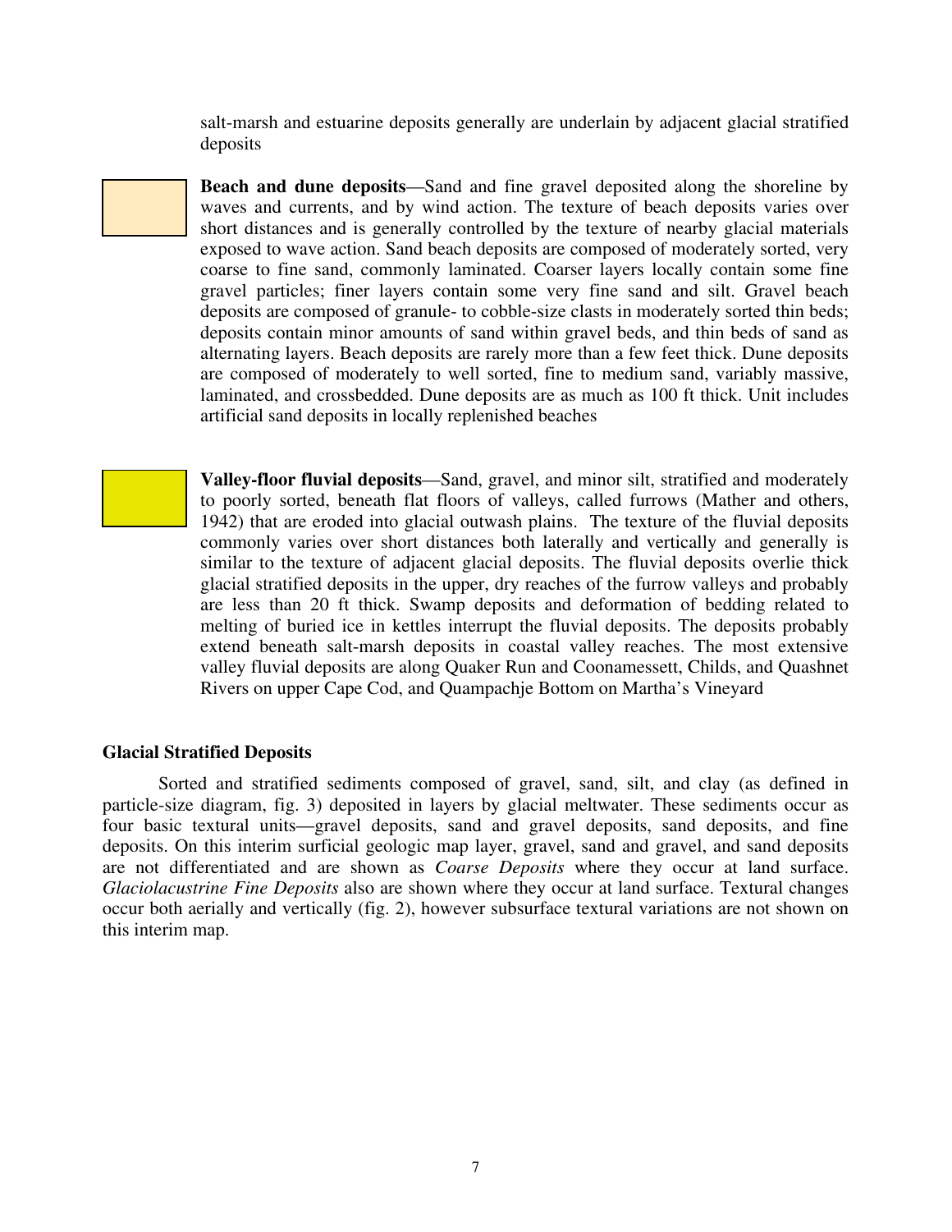salt-marsh and estuarine deposits generally are underlain by adjacent glacial stratified deposits

**Beach and dune deposits**—Sand and fine gravel deposited along the shoreline by waves and currents, and by wind action. The texture of beach deposits varies over short distances and is generally controlled by the texture of nearby glacial materials exposed to wave action. Sand beach deposits are composed of moderately sorted, very coarse to fine sand, commonly laminated. Coarser layers locally contain some fine gravel particles; finer layers contain some very fine sand and silt. Gravel beach deposits are composed of granule- to cobble-size clasts in moderately sorted thin beds; deposits contain minor amounts of sand within gravel beds, and thin beds of sand as alternating layers. Beach deposits are rarely more than a few feet thick. Dune deposits are composed of moderately to well sorted, fine to medium sand, variably massive, laminated, and crossbedded. Dune deposits are as much as 100 ft thick. Unit includes artificial sand deposits in locally replenished beaches

**Valley-floor fluvial deposits**—Sand, gravel, and minor silt, stratified and moderately to poorly sorted, beneath flat floors of valleys, called furrows (Mather and others, 1942) that are eroded into glacial outwash plains. The texture of the fluvial deposits commonly varies over short distances both laterally and vertically and generally is similar to the texture of adjacent glacial deposits. The fluvial deposits overlie thick glacial stratified deposits in the upper, dry reaches of the furrow valleys and probably are less than 20 ft thick. Swamp deposits and deformation of bedding related to melting of buried ice in kettles interrupt the fluvial deposits. The deposits probably extend beneath salt-marsh deposits in coastal valley reaches. The most extensive valley fluvial deposits are along Quaker Run and Coonamessett, Childs, and Quashnet Rivers on upper Cape Cod, and Quampachje Bottom on Martha's Vineyard

## Glacial Stratified Deposits

Sorted and stratified sediments composed of gravel, sand, silt, and clay (as defined in particle-size diagram, fig. 3) deposited in layers by glacial meltwater. These sediments occur as four basic textural units—gravel deposits, sand and gravel deposits, sand deposits, and fine deposits. On this interim surficial geologic map layer, gravel, sand and gravel, and sand deposits are not differentiated and are shown as *Coarse Deposits* where they occur at land surface. *Glaciolacustrine Fine Deposits* also are shown where they occur at land surface. Textural changes occur both aerially and vertically (fig. 2), however subsurface textural variations are not shown on this interim map.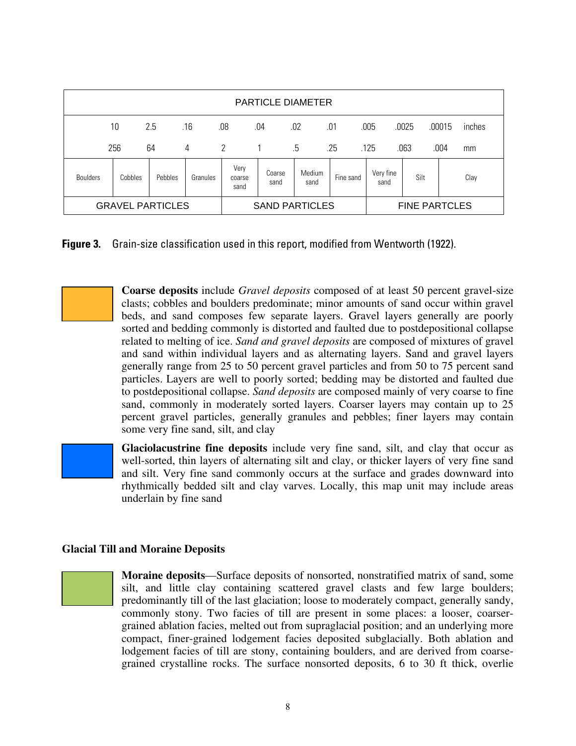| PARTICLE DIAMETER | | | | | | | | | | | |
|---|---|---|---|---|---|---|---|---|---|---|---|
| | 10 | 2.5 | .16 | .08 | .04 | .02 | .01 | .005 | .0025 | .00015 | inches |
| | 256 | 64 | 4 | 2 | 1 | .5 | .25 | .125 | .063 | .004 | mm |
| Boulders | Cobbles | Pebbles | Granules | Very coarse sand | Coarse sand | Medium sand | Fine sand | Very fine sand | Silt | Clay | |
| GRAVEL PARTICLES | | | | SAND PARTICLES | | | | FINE PARTCLES | | | |

**Figure 3.** Grain-size classification used in this report, modified from Wentworth (1922).

**Coarse deposits** include *Gravel deposits* composed of at least 50 percent gravel-size clasts; cobbles and boulders predominate; minor amounts of sand occur within gravel beds, and sand composes few separate layers. Gravel layers generally are poorly sorted and bedding commonly is distorted and faulted due to postdepositional collapse related to melting of ice. *Sand and gravel deposits* are composed of mixtures of gravel and sand within individual layers and as alternating layers. Sand and gravel layers generally range from 25 to 50 percent gravel particles and from 50 to 75 percent sand particles. Layers are well to poorly sorted; bedding may be distorted and faulted due to postdepositional collapse. *Sand deposits* are composed mainly of very coarse to fine sand, commonly in moderately sorted layers. Coarser layers may contain up to 25 percent gravel particles, generally granules and pebbles; finer layers may contain some very fine sand, silt, and clay

**Glaciolacustrine fine deposits** include very fine sand, silt, and clay that occur as well-sorted, thin layers of alternating silt and clay, or thicker layers of very fine sand and silt. Very fine sand commonly occurs at the surface and grades downward into rhythmically bedded silt and clay varves. Locally, this map unit may include areas underlain by fine sand

### Glacial Till and Moraine Deposits

**Moraine deposits**—Surface deposits of nonsorted, nonstratified matrix of sand, some silt, and little clay containing scattered gravel clasts and few large boulders; predominantly till of the last glaciation; loose to moderately compact, generally sandy, commonly stony. Two facies of till are present in some places: a looser, coarser-grained ablation facies, melted out from supraglacial position; and an underlying more compact, finer-grained lodgement facies deposited subglacially. Both ablation and lodgement facies of till are stony, containing boulders, and are derived from coarse-grained crystalline rocks. The surface nonsorted deposits, 6 to 30 ft thick, overlie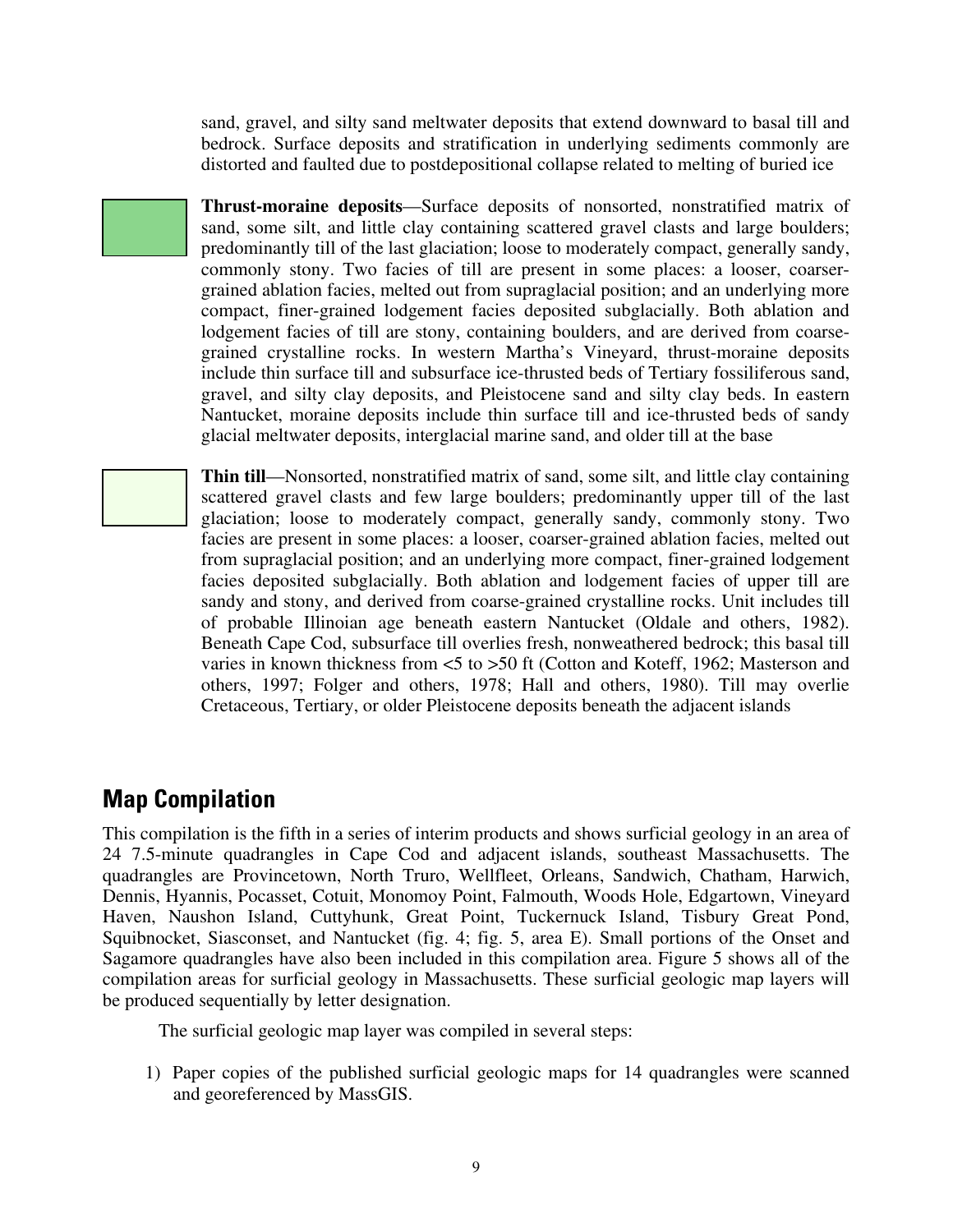sand, gravel, and silty sand meltwater deposits that extend downward to basal till and bedrock. Surface deposits and stratification in underlying sediments commonly are distorted and faulted due to postdepositional collapse related to melting of buried ice

**Thrust-moraine deposits**—Surface deposits of nonsorted, nonstratified matrix of sand, some silt, and little clay containing scattered gravel clasts and large boulders; predominantly till of the last glaciation; loose to moderately compact, generally sandy, commonly stony. Two facies of till are present in some places: a looser, coarser-grained ablation facies, melted out from supraglacial position; and an underlying more compact, finer-grained lodgement facies deposited subglacially. Both ablation and lodgement facies of till are stony, containing boulders, and are derived from coarse-grained crystalline rocks. In western Martha's Vineyard, thrust-moraine deposits include thin surface till and subsurface ice-thrusted beds of Tertiary fossiliferous sand, gravel, and silty clay deposits, and Pleistocene sand and silty clay beds. In eastern Nantucket, moraine deposits include thin surface till and ice-thrusted beds of sandy glacial meltwater deposits, interglacial marine sand, and older till at the base

**Thin till**—Nonsorted, nonstratified matrix of sand, some silt, and little clay containing scattered gravel clasts and few large boulders; predominantly upper till of the last glaciation; loose to moderately compact, generally sandy, commonly stony. Two facies are present in some places: a looser, coarser-grained ablation facies, melted out from supraglacial position; and an underlying more compact, finer-grained lodgement facies deposited subglacially. Both ablation and lodgement facies of upper till are sandy and stony, and derived from coarse-grained crystalline rocks. Unit includes till of probable Illinoian age beneath eastern Nantucket (Oldale and others, 1982). Beneath Cape Cod, subsurface till overlies fresh, nonweathered bedrock; this basal till varies in known thickness from <5 to >50 ft (Cotton and Koteff, 1962; Masterson and others, 1997; Folger and others, 1978; Hall and others, 1980). Till may overlie Cretaceous, Tertiary, or older Pleistocene deposits beneath the adjacent islands

## Map Compilation

This compilation is the fifth in a series of interim products and shows surficial geology in an area of 24 7.5-minute quadrangles in Cape Cod and adjacent islands, southeast Massachusetts. The quadrangles are Provincetown, North Truro, Wellfleet, Orleans, Sandwich, Chatham, Harwich, Dennis, Hyannis, Pocasset, Cotuit, Monomoy Point, Falmouth, Woods Hole, Edgartown, Vineyard Haven, Naushon Island, Cuttyhunk, Great Point, Tuckernuck Island, Tisbury Great Pond, Squibnocket, Siasconset, and Nantucket (fig. 4; fig. 5, area E). Small portions of the Onset and Sagamore quadrangles have also been included in this compilation area. Figure 5 shows all of the compilation areas for surficial geology in Massachusetts. These surficial geologic map layers will be produced sequentially by letter designation.

The surficial geologic map layer was compiled in several steps:

1) Paper copies of the published surficial geologic maps for 14 quadrangles were scanned and georeferenced by MassGIS.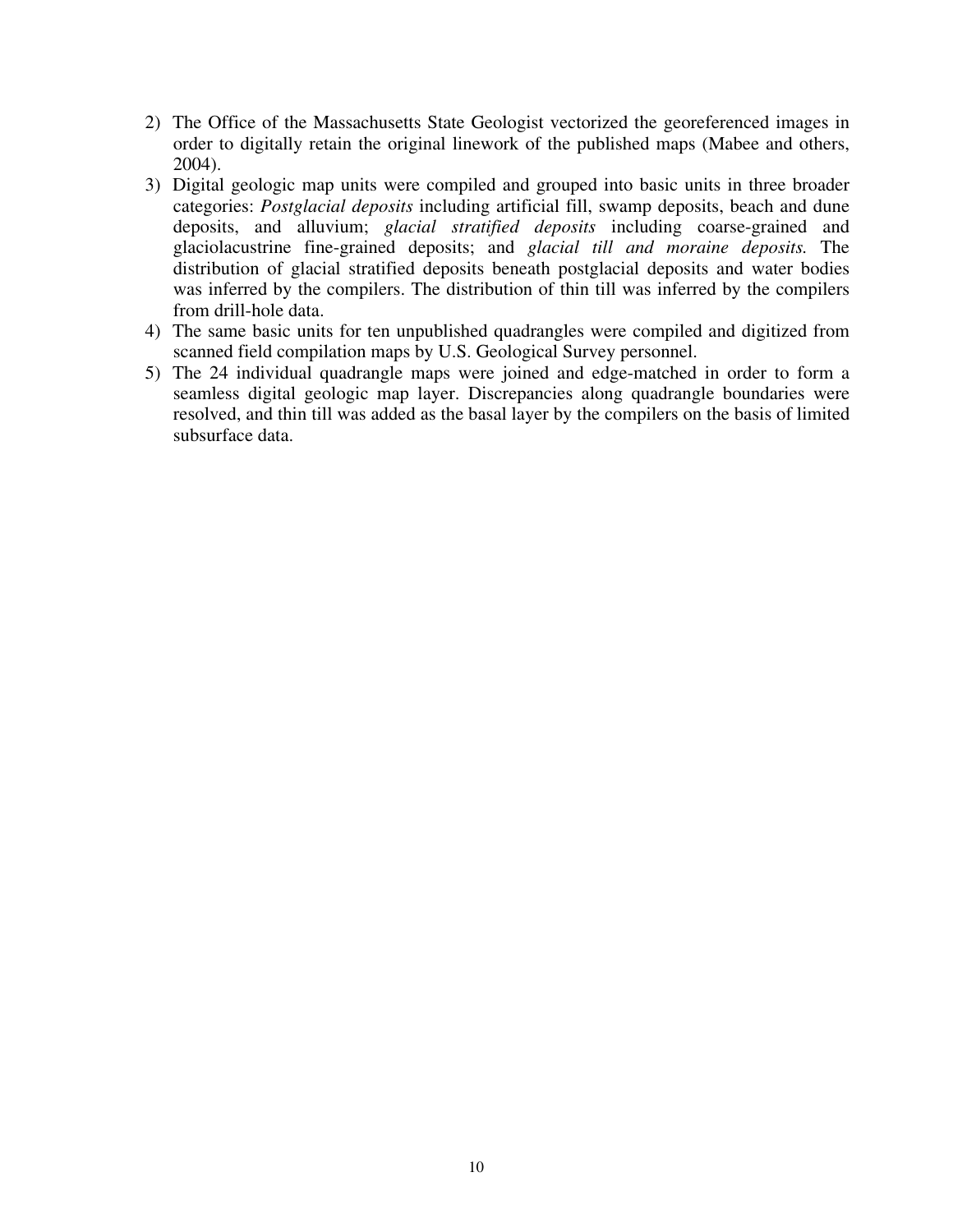2) The Office of the Massachusetts State Geologist vectorized the georeferenced images in order to digitally retain the original linework of the published maps (Mabee and others, 2004).
3) Digital geologic map units were compiled and grouped into basic units in three broader categories: *Postglacial deposits* including artificial fill, swamp deposits, beach and dune deposits, and alluvium; *glacial stratified deposits* including coarse-grained and glaciolacustrine fine-grained deposits; and *glacial till and moraine deposits.* The distribution of glacial stratified deposits beneath postglacial deposits and water bodies was inferred by the compilers. The distribution of thin till was inferred by the compilers from drill-hole data.
4) The same basic units for ten unpublished quadrangles were compiled and digitized from scanned field compilation maps by U.S. Geological Survey personnel.
5) The 24 individual quadrangle maps were joined and edge-matched in order to form a seamless digital geologic map layer. Discrepancies along quadrangle boundaries were resolved, and thin till was added as the basal layer by the compilers on the basis of limited subsurface data.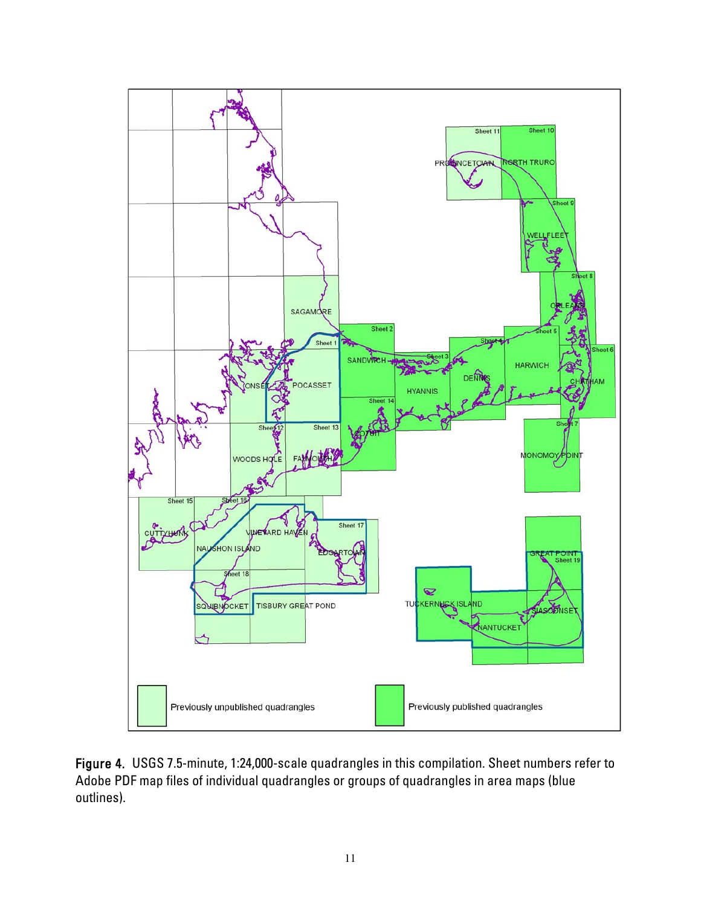**Figure 4.** USGS 7.5-minute, 1:24,000-scale quadrangles in this compilation. Sheet numbers refer to Adobe PDF map files of individual quadrangles or groups of quadrangles in area maps (blue outlines).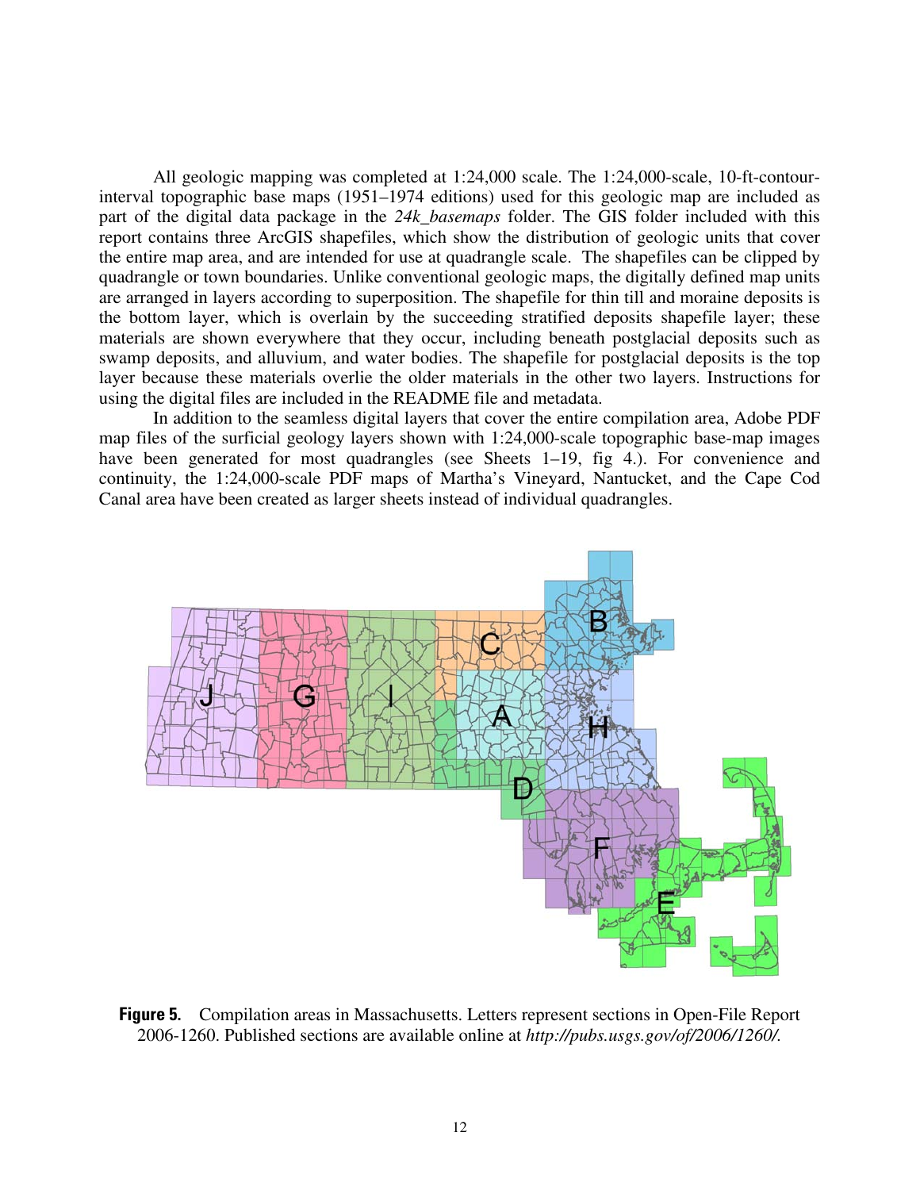All geologic mapping was completed at 1:24,000 scale. The 1:24,000-scale, 10-ft-contour-interval topographic base maps (1951–1974 editions) used for this geologic map are included as part of the digital data package in the *24k_basemaps* folder. The GIS folder included with this report contains three ArcGIS shapefiles, which show the distribution of geologic units that cover the entire map area, and are intended for use at quadrangle scale. The shapefiles can be clipped by quadrangle or town boundaries. Unlike conventional geologic maps, the digitally defined map units are arranged in layers according to superposition. The shapefile for thin till and moraine deposits is the bottom layer, which is overlain by the succeeding stratified deposits shapefile layer; these materials are shown everywhere that they occur, including beneath postglacial deposits such as swamp deposits, and alluvium, and water bodies. The shapefile for postglacial deposits is the top layer because these materials overlie the older materials in the other two layers. Instructions for using the digital files are included in the README file and metadata.

In addition to the seamless digital layers that cover the entire compilation area, Adobe PDF map files of the surficial geology layers shown with 1:24,000-scale topographic base-map images have been generated for most quadrangles (see Sheets 1–19, fig 4.). For convenience and continuity, the 1:24,000-scale PDF maps of Martha's Vineyard, Nantucket, and the Cape Cod Canal area have been created as larger sheets instead of individual quadrangles.

**Figure 5.** Compilation areas in Massachusetts. Letters represent sections in Open-File Report 2006-1260. Published sections are available online at *http://pubs.usgs.gov/of/2006/1260/.*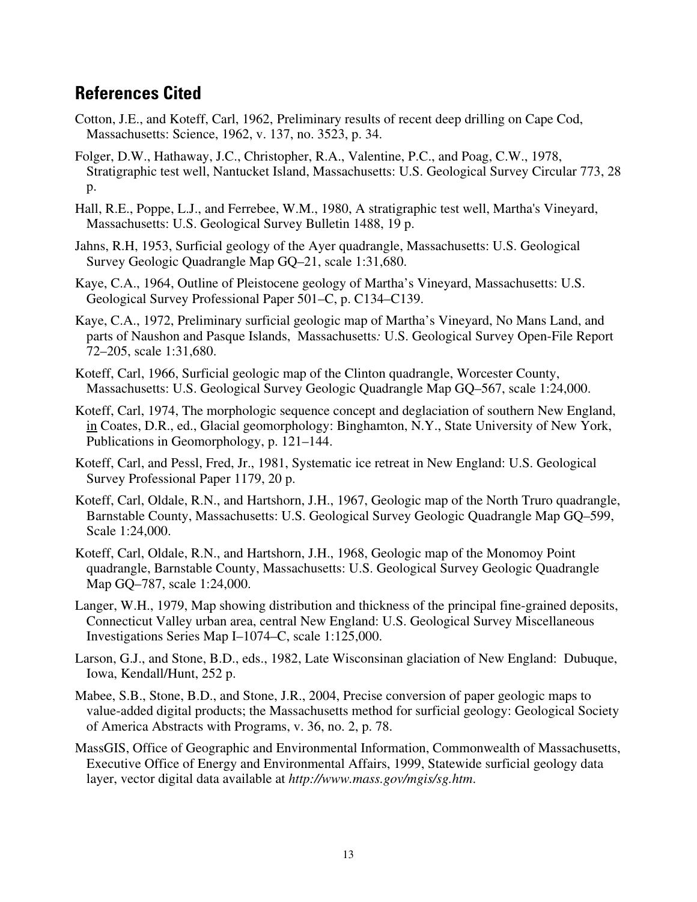## References Cited

Cotton, J.E., and Koteff, Carl, 1962, Preliminary results of recent deep drilling on Cape Cod, Massachusetts: Science, 1962, v. 137, no. 3523, p. 34.

Folger, D.W., Hathaway, J.C., Christopher, R.A., Valentine, P.C., and Poag, C.W., 1978, Stratigraphic test well, Nantucket Island, Massachusetts: U.S. Geological Survey Circular 773, 28 p.

Hall, R.E., Poppe, L.J., and Ferrebee, W.M., 1980, A stratigraphic test well, Martha's Vineyard, Massachusetts: U.S. Geological Survey Bulletin 1488, 19 p.

Jahns, R.H, 1953, Surficial geology of the Ayer quadrangle, Massachusetts: U.S. Geological Survey Geologic Quadrangle Map GQ–21, scale 1:31,680.

Kaye, C.A., 1964, Outline of Pleistocene geology of Martha's Vineyard, Massachusetts: U.S. Geological Survey Professional Paper 501–C, p. C134–C139.

Kaye, C.A., 1972, Preliminary surficial geologic map of Martha's Vineyard, No Mans Land, and parts of Naushon and Pasque Islands, Massachusetts*:* U.S. Geological Survey Open-File Report 72–205, scale 1:31,680.

Koteff, Carl, 1966, Surficial geologic map of the Clinton quadrangle, Worcester County, Massachusetts: U.S. Geological Survey Geologic Quadrangle Map GQ–567, scale 1:24,000.

Koteff, Carl, 1974, The morphologic sequence concept and deglaciation of southern New England, in Coates, D.R., ed., Glacial geomorphology: Binghamton, N.Y., State University of New York, Publications in Geomorphology, p. 121–144.

Koteff, Carl, and Pessl, Fred, Jr., 1981, Systematic ice retreat in New England: U.S. Geological Survey Professional Paper 1179, 20 p.

Koteff, Carl, Oldale, R.N., and Hartshorn, J.H., 1967, Geologic map of the North Truro quadrangle, Barnstable County, Massachusetts: U.S. Geological Survey Geologic Quadrangle Map GQ–599, Scale 1:24,000.

Koteff, Carl, Oldale, R.N., and Hartshorn, J.H., 1968, Geologic map of the Monomoy Point quadrangle, Barnstable County, Massachusetts: U.S. Geological Survey Geologic Quadrangle Map GQ–787, scale 1:24,000.

Langer, W.H., 1979, Map showing distribution and thickness of the principal fine-grained deposits, Connecticut Valley urban area, central New England: U.S. Geological Survey Miscellaneous Investigations Series Map I–1074–C, scale 1:125,000.

Larson, G.J., and Stone, B.D., eds., 1982, Late Wisconsinan glaciation of New England: Dubuque, Iowa, Kendall/Hunt, 252 p.

Mabee, S.B., Stone, B.D., and Stone, J.R., 2004, Precise conversion of paper geologic maps to value-added digital products; the Massachusetts method for surficial geology: Geological Society of America Abstracts with Programs, v. 36, no. 2, p. 78.

MassGIS, Office of Geographic and Environmental Information, Commonwealth of Massachusetts, Executive Office of Energy and Environmental Affairs, 1999, Statewide surficial geology data layer, vector digital data available at *http://www.mass.gov/mgis/sg.htm*.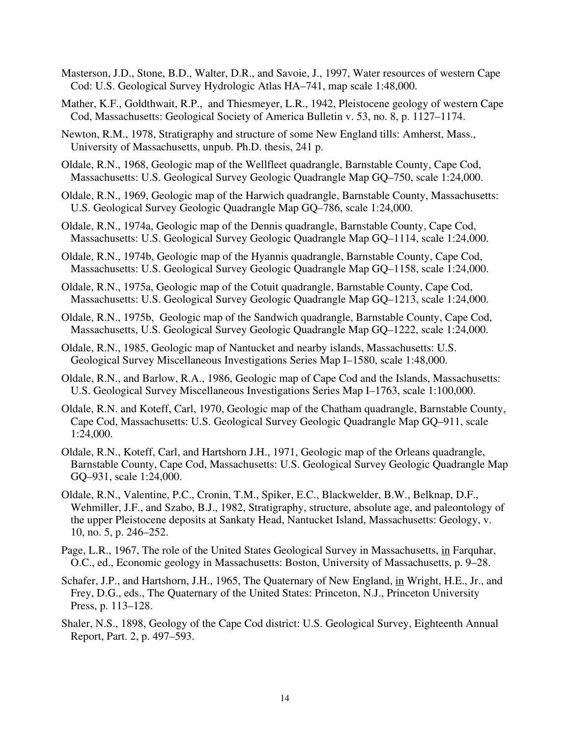Masterson, J.D., Stone, B.D., Walter, D.R., and Savoie, J., 1997, Water resources of western Cape Cod: U.S. Geological Survey Hydrologic Atlas HA–741, map scale 1:48,000.

Mather, K.F., Goldthwait, R.P., and Thiesmeyer, L.R., 1942, Pleistocene geology of western Cape Cod, Massachusetts: Geological Society of America Bulletin v. 53, no. 8, p. 1127–1174.

Newton, R.M., 1978, Stratigraphy and structure of some New England tills: Amherst, Mass., University of Massachusetts, unpub. Ph.D. thesis, 241 p.

Oldale, R.N., 1968, Geologic map of the Wellfleet quadrangle, Barnstable County, Cape Cod, Massachusetts: U.S. Geological Survey Geologic Quadrangle Map GQ–750, scale 1:24,000.

Oldale, R.N., 1969, Geologic map of the Harwich quadrangle, Barnstable County, Massachusetts: U.S. Geological Survey Geologic Quadrangle Map GQ–786, scale 1:24,000.

Oldale, R.N., 1974a, Geologic map of the Dennis quadrangle, Barnstable County, Cape Cod, Massachusetts: U.S. Geological Survey Geologic Quadrangle Map GQ–1114, scale 1:24,000.

Oldale, R.N., 1974b, Geologic map of the Hyannis quadrangle, Barnstable County, Cape Cod, Massachusetts: U.S. Geological Survey Geologic Quadrangle Map GQ–1158, scale 1:24,000.

Oldale, R.N., 1975a, Geologic map of the Cotuit quadrangle, Barnstable County, Cape Cod, Massachusetts: U.S. Geological Survey Geologic Quadrangle Map GQ–1213, scale 1:24,000.

Oldale, R.N., 1975b, Geologic map of the Sandwich quadrangle, Barnstable County, Cape Cod, Massachusetts, U.S. Geological Survey Geologic Quadrangle Map GQ–1222, scale 1:24,000.

Oldale, R.N., 1985, Geologic map of Nantucket and nearby islands, Massachusetts: U.S. Geological Survey Miscellaneous Investigations Series Map I–1580, scale 1:48,000.

Oldale, R.N., and Barlow, R.A., 1986, Geologic map of Cape Cod and the Islands, Massachusetts: U.S. Geological Survey Miscellaneous Investigations Series Map I–1763, scale 1:100,000.

Oldale, R.N. and Koteff, Carl, 1970, Geologic map of the Chatham quadrangle, Barnstable County, Cape Cod, Massachusetts: U.S. Geological Survey Geologic Quadrangle Map GQ–911, scale 1:24,000.

Oldale, R.N., Koteff, Carl, and Hartshorn J.H., 1971, Geologic map of the Orleans quadrangle, Barnstable County, Cape Cod, Massachusetts: U.S. Geological Survey Geologic Quadrangle Map GQ–931, scale 1:24,000.

Oldale, R.N., Valentine, P.C., Cronin, T.M., Spiker, E.C., Blackwelder, B.W., Belknap, D.F., Wehmiller, J.F., and Szabo, B.J., 1982, Stratigraphy, structure, absolute age, and paleontology of the upper Pleistocene deposits at Sankaty Head, Nantucket Island, Massachusetts: Geology, v. 10, no. 5, p. 246–252.

Page, L.R., 1967, The role of the United States Geological Survey in Massachusetts, in Farquhar, O.C., ed., Economic geology in Massachusetts: Boston, University of Massachusetts, p. 9–28.

Schafer, J.P., and Hartshorn, J.H., 1965, The Quaternary of New England, in Wright, H.E., Jr., and Frey, D.G., eds., The Quaternary of the United States: Princeton, N.J., Princeton University Press, p. 113–128.

Shaler, N.S., 1898, Geology of the Cape Cod district: U.S. Geological Survey, Eighteenth Annual Report, Part. 2, p. 497–593.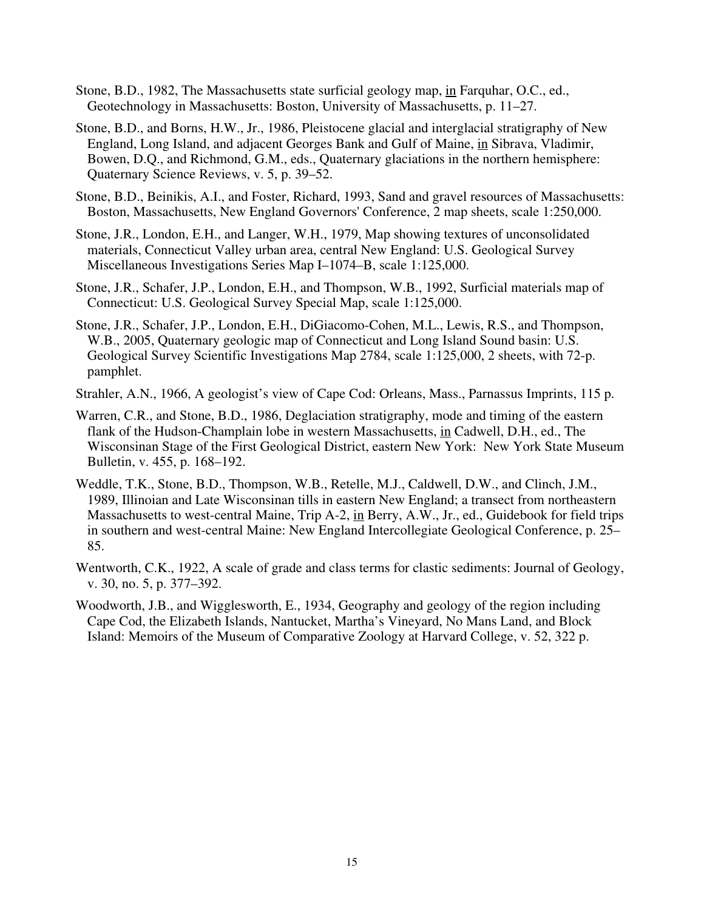Stone, B.D., 1982, The Massachusetts state surficial geology map, in Farquhar, O.C., ed., Geotechnology in Massachusetts: Boston, University of Massachusetts, p. 11–27.

Stone, B.D., and Borns, H.W., Jr., 1986, Pleistocene glacial and interglacial stratigraphy of New England, Long Island, and adjacent Georges Bank and Gulf of Maine, in Sibrava, Vladimir, Bowen, D.Q., and Richmond, G.M., eds., Quaternary glaciations in the northern hemisphere: Quaternary Science Reviews, v. 5, p. 39–52.

Stone, B.D., Beinikis, A.I., and Foster, Richard, 1993, Sand and gravel resources of Massachusetts: Boston, Massachusetts, New England Governors' Conference, 2 map sheets, scale 1:250,000.

Stone, J.R., London, E.H., and Langer, W.H., 1979, Map showing textures of unconsolidated materials, Connecticut Valley urban area, central New England: U.S. Geological Survey Miscellaneous Investigations Series Map I–1074–B, scale 1:125,000.

Stone, J.R., Schafer, J.P., London, E.H., and Thompson, W.B., 1992, Surficial materials map of Connecticut: U.S. Geological Survey Special Map, scale 1:125,000.

Stone, J.R., Schafer, J.P., London, E.H., DiGiacomo-Cohen, M.L., Lewis, R.S., and Thompson, W.B., 2005, Quaternary geologic map of Connecticut and Long Island Sound basin: U.S. Geological Survey Scientific Investigations Map 2784, scale 1:125,000, 2 sheets, with 72-p. pamphlet.

Strahler, A.N., 1966, A geologist's view of Cape Cod: Orleans, Mass., Parnassus Imprints, 115 p.

Warren, C.R., and Stone, B.D., 1986, Deglaciation stratigraphy, mode and timing of the eastern flank of the Hudson-Champlain lobe in western Massachusetts, in Cadwell, D.H., ed., The Wisconsinan Stage of the First Geological District, eastern New York: New York State Museum Bulletin, v. 455, p. 168–192.

Weddle, T.K., Stone, B.D., Thompson, W.B., Retelle, M.J., Caldwell, D.W., and Clinch, J.M., 1989, Illinoian and Late Wisconsinan tills in eastern New England; a transect from northeastern Massachusetts to west-central Maine, Trip A-2, in Berry, A.W., Jr., ed., Guidebook for field trips in southern and west-central Maine: New England Intercollegiate Geological Conference, p. 25–85.

Wentworth, C.K., 1922, A scale of grade and class terms for clastic sediments: Journal of Geology, v. 30, no. 5, p. 377–392.

Woodworth, J.B., and Wigglesworth, E., 1934, Geography and geology of the region including Cape Cod, the Elizabeth Islands, Nantucket, Martha's Vineyard, No Mans Land, and Block Island: Memoirs of the Museum of Comparative Zoology at Harvard College, v. 52, 322 p.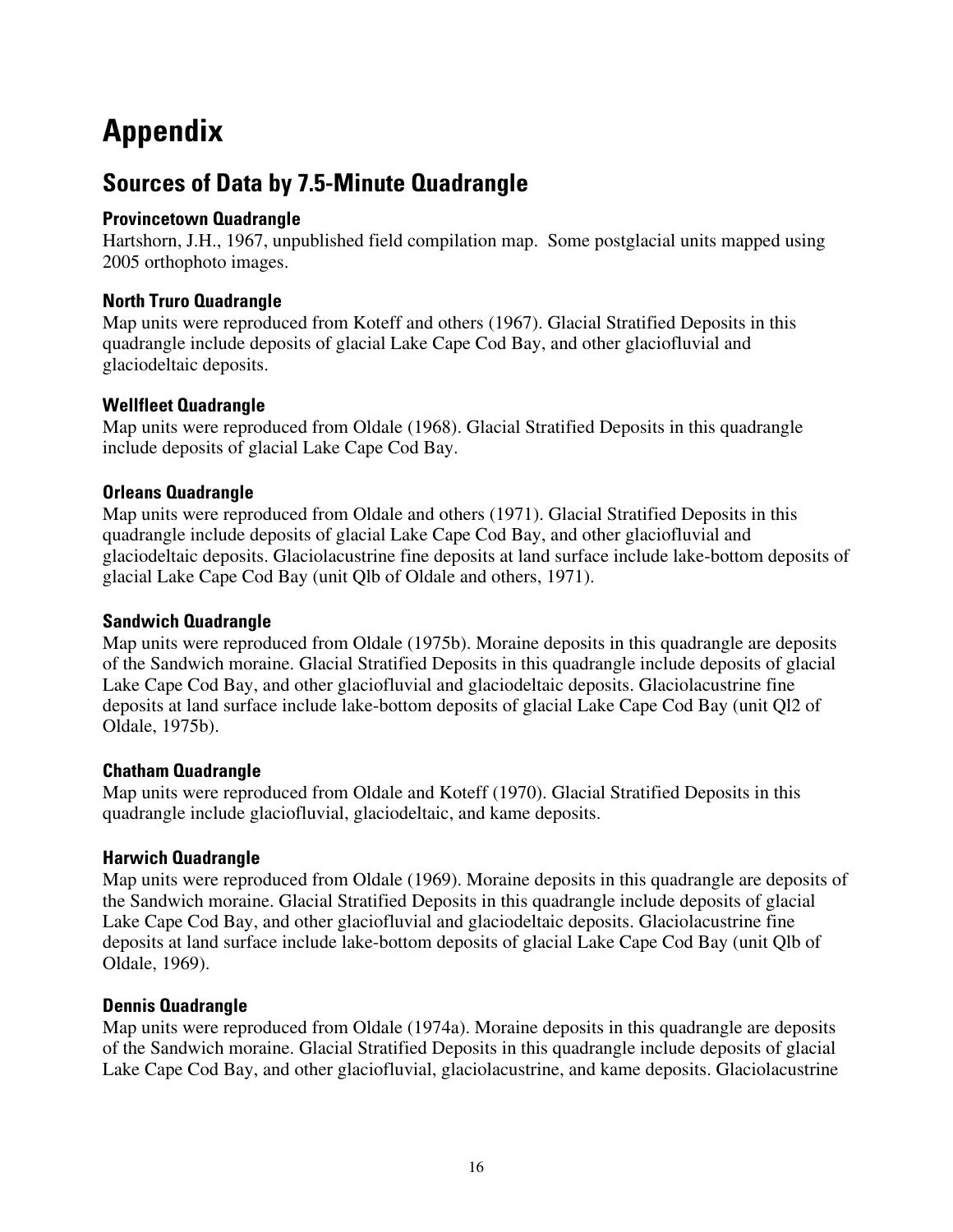# Appendix

## Sources of Data by 7.5-Minute Quadrangle

### Provincetown Quadrangle

Hartshorn, J.H., 1967, unpublished field compilation map. Some postglacial units mapped using 2005 orthophoto images.

### North Truro Quadrangle

Map units were reproduced from Koteff and others (1967). Glacial Stratified Deposits in this quadrangle include deposits of glacial Lake Cape Cod Bay, and other glaciofluvial and glaciodeltaic deposits.

### Wellfleet Quadrangle

Map units were reproduced from Oldale (1968). Glacial Stratified Deposits in this quadrangle include deposits of glacial Lake Cape Cod Bay.

### Orleans Quadrangle

Map units were reproduced from Oldale and others (1971). Glacial Stratified Deposits in this quadrangle include deposits of glacial Lake Cape Cod Bay, and other glaciofluvial and glaciodeltaic deposits. Glaciolacustrine fine deposits at land surface include lake-bottom deposits of glacial Lake Cape Cod Bay (unit Qlb of Oldale and others, 1971).

### Sandwich Quadrangle

Map units were reproduced from Oldale (1975b). Moraine deposits in this quadrangle are deposits of the Sandwich moraine. Glacial Stratified Deposits in this quadrangle include deposits of glacial Lake Cape Cod Bay, and other glaciofluvial and glaciodeltaic deposits. Glaciolacustrine fine deposits at land surface include lake-bottom deposits of glacial Lake Cape Cod Bay (unit Ql2 of Oldale, 1975b).

### Chatham Quadrangle

Map units were reproduced from Oldale and Koteff (1970). Glacial Stratified Deposits in this quadrangle include glaciofluvial, glaciodeltaic, and kame deposits.

### Harwich Quadrangle

Map units were reproduced from Oldale (1969). Moraine deposits in this quadrangle are deposits of the Sandwich moraine. Glacial Stratified Deposits in this quadrangle include deposits of glacial Lake Cape Cod Bay, and other glaciofluvial and glaciodeltaic deposits. Glaciolacustrine fine deposits at land surface include lake-bottom deposits of glacial Lake Cape Cod Bay (unit Qlb of Oldale, 1969).

### Dennis Quadrangle

Map units were reproduced from Oldale (1974a). Moraine deposits in this quadrangle are deposits of the Sandwich moraine. Glacial Stratified Deposits in this quadrangle include deposits of glacial Lake Cape Cod Bay, and other glaciofluvial, glaciolacustrine, and kame deposits. Glaciolacustrine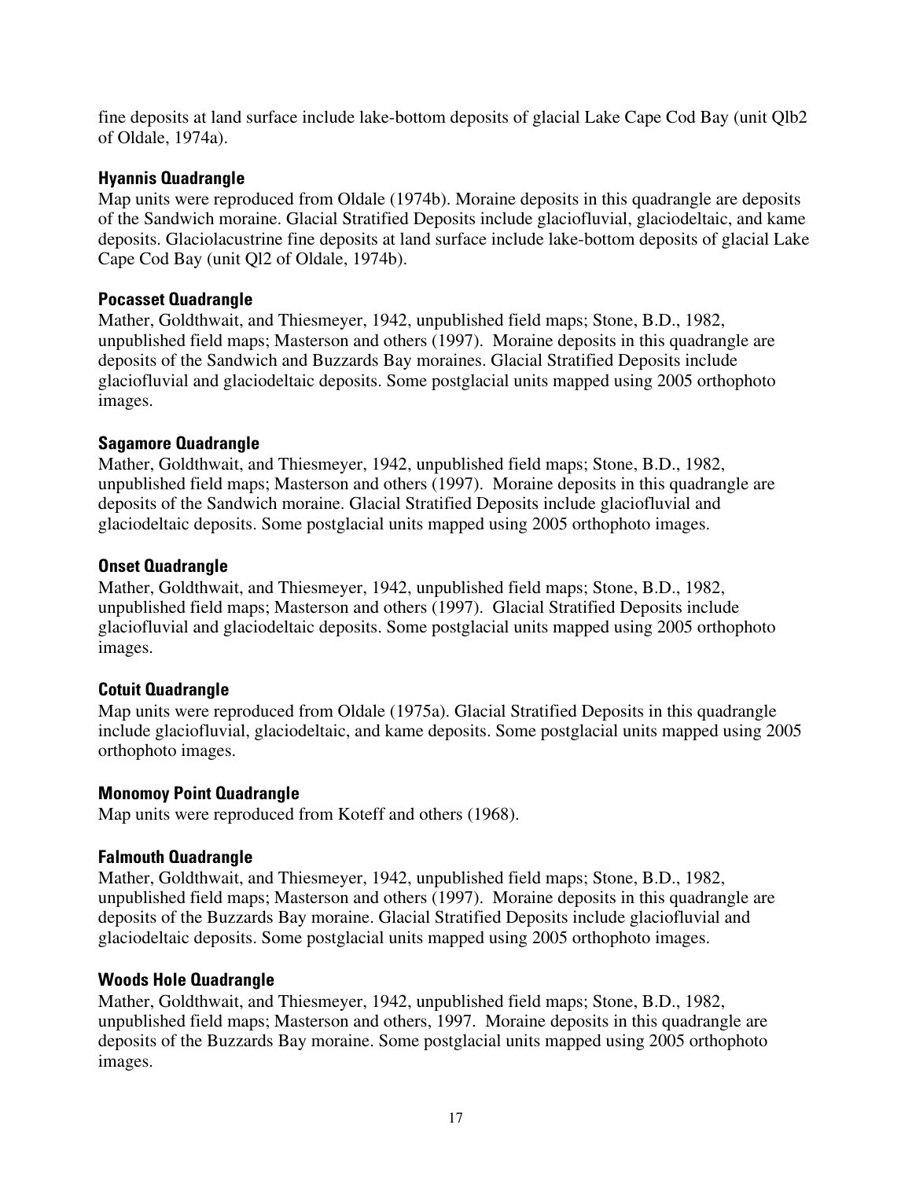fine deposits at land surface include lake-bottom deposits of glacial Lake Cape Cod Bay (unit Qlb2 of Oldale, 1974a).

### Hyannis Quadrangle

Map units were reproduced from Oldale (1974b). Moraine deposits in this quadrangle are deposits of the Sandwich moraine. Glacial Stratified Deposits include glaciofluvial, glaciodeltaic, and kame deposits. Glaciolacustrine fine deposits at land surface include lake-bottom deposits of glacial Lake Cape Cod Bay (unit Ql2 of Oldale, 1974b).

### Pocasset Quadrangle

Mather, Goldthwait, and Thiesmeyer, 1942, unpublished field maps; Stone, B.D., 1982, unpublished field maps; Masterson and others (1997). Moraine deposits in this quadrangle are deposits of the Sandwich and Buzzards Bay moraines. Glacial Stratified Deposits include glaciofluvial and glaciodeltaic deposits. Some postglacial units mapped using 2005 orthophoto images.

### Sagamore Quadrangle

Mather, Goldthwait, and Thiesmeyer, 1942, unpublished field maps; Stone, B.D., 1982, unpublished field maps; Masterson and others (1997). Moraine deposits in this quadrangle are deposits of the Sandwich moraine. Glacial Stratified Deposits include glaciofluvial and glaciodeltaic deposits. Some postglacial units mapped using 2005 orthophoto images.

### Onset Quadrangle

Mather, Goldthwait, and Thiesmeyer, 1942, unpublished field maps; Stone, B.D., 1982, unpublished field maps; Masterson and others (1997). Glacial Stratified Deposits include glaciofluvial and glaciodeltaic deposits. Some postglacial units mapped using 2005 orthophoto images.

### Cotuit Quadrangle

Map units were reproduced from Oldale (1975a). Glacial Stratified Deposits in this quadrangle include glaciofluvial, glaciodeltaic, and kame deposits. Some postglacial units mapped using 2005 orthophoto images.

### Monomoy Point Quadrangle

Map units were reproduced from Koteff and others (1968).

### Falmouth Quadrangle

Mather, Goldthwait, and Thiesmeyer, 1942, unpublished field maps; Stone, B.D., 1982, unpublished field maps; Masterson and others (1997). Moraine deposits in this quadrangle are deposits of the Buzzards Bay moraine. Glacial Stratified Deposits include glaciofluvial and glaciodeltaic deposits. Some postglacial units mapped using 2005 orthophoto images.

### Woods Hole Quadrangle

Mather, Goldthwait, and Thiesmeyer, 1942, unpublished field maps; Stone, B.D., 1982, unpublished field maps; Masterson and others, 1997. Moraine deposits in this quadrangle are deposits of the Buzzards Bay moraine. Some postglacial units mapped using 2005 orthophoto images.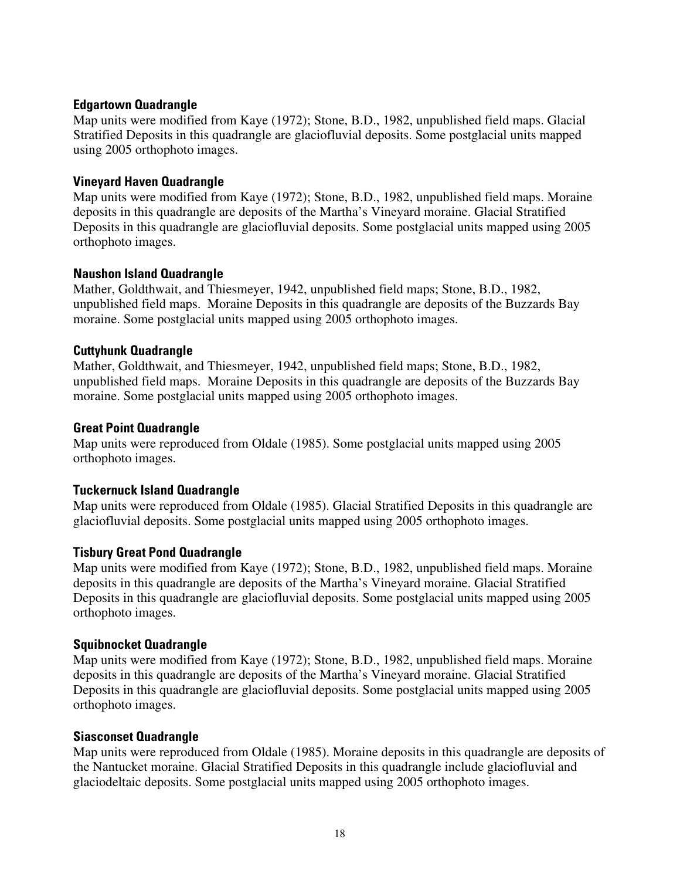### Edgartown Quadrangle

Map units were modified from Kaye (1972); Stone, B.D., 1982, unpublished field maps. Glacial Stratified Deposits in this quadrangle are glaciofluvial deposits. Some postglacial units mapped using 2005 orthophoto images.

### Vineyard Haven Quadrangle

Map units were modified from Kaye (1972); Stone, B.D., 1982, unpublished field maps. Moraine deposits in this quadrangle are deposits of the Martha's Vineyard moraine. Glacial Stratified Deposits in this quadrangle are glaciofluvial deposits. Some postglacial units mapped using 2005 orthophoto images.

### Naushon Island Quadrangle

Mather, Goldthwait, and Thiesmeyer, 1942, unpublished field maps; Stone, B.D., 1982, unpublished field maps. Moraine Deposits in this quadrangle are deposits of the Buzzards Bay moraine. Some postglacial units mapped using 2005 orthophoto images.

### Cuttyhunk Quadrangle

Mather, Goldthwait, and Thiesmeyer, 1942, unpublished field maps; Stone, B.D., 1982, unpublished field maps. Moraine Deposits in this quadrangle are deposits of the Buzzards Bay moraine. Some postglacial units mapped using 2005 orthophoto images.

### Great Point Quadrangle

Map units were reproduced from Oldale (1985). Some postglacial units mapped using 2005 orthophoto images.

### Tuckernuck Island Quadrangle

Map units were reproduced from Oldale (1985). Glacial Stratified Deposits in this quadrangle are glaciofluvial deposits. Some postglacial units mapped using 2005 orthophoto images.

### Tisbury Great Pond Quadrangle

Map units were modified from Kaye (1972); Stone, B.D., 1982, unpublished field maps. Moraine deposits in this quadrangle are deposits of the Martha's Vineyard moraine. Glacial Stratified Deposits in this quadrangle are glaciofluvial deposits. Some postglacial units mapped using 2005 orthophoto images.

### Squibnocket Quadrangle

Map units were modified from Kaye (1972); Stone, B.D., 1982, unpublished field maps. Moraine deposits in this quadrangle are deposits of the Martha's Vineyard moraine. Glacial Stratified Deposits in this quadrangle are glaciofluvial deposits. Some postglacial units mapped using 2005 orthophoto images.

### Siasconset Quadrangle

Map units were reproduced from Oldale (1985). Moraine deposits in this quadrangle are deposits of the Nantucket moraine. Glacial Stratified Deposits in this quadrangle include glaciofluvial and glaciodeltaic deposits. Some postglacial units mapped using 2005 orthophoto images.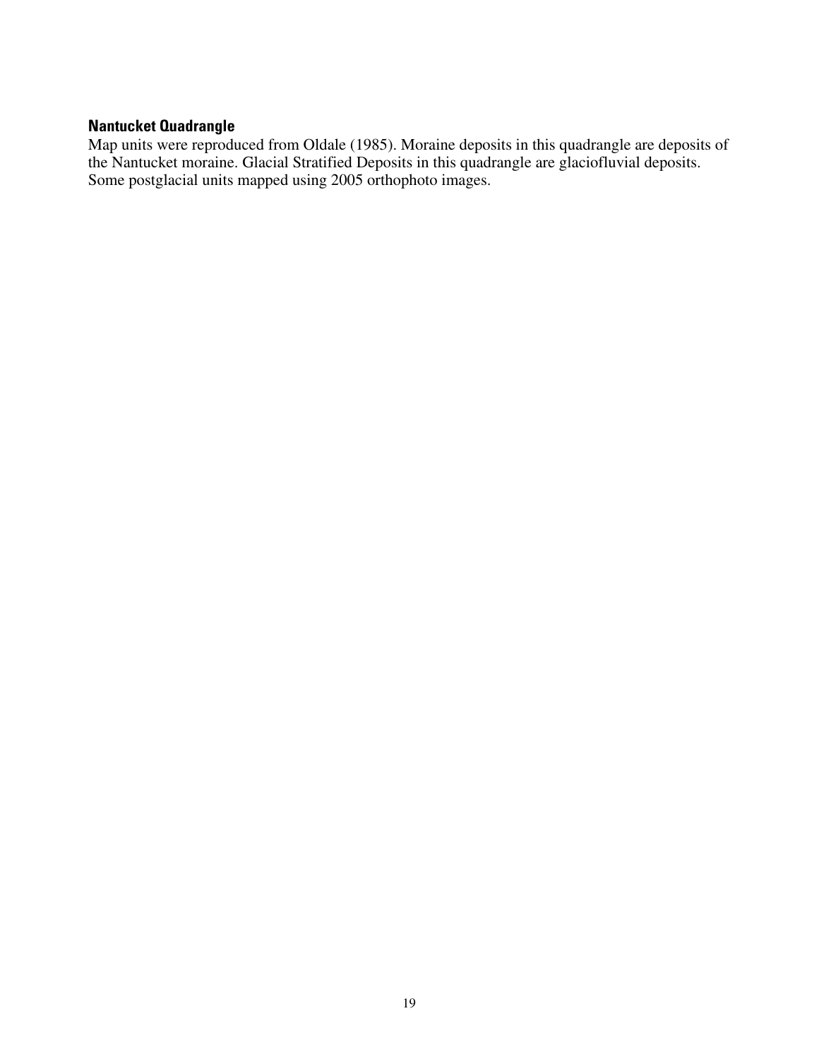### Nantucket Quadrangle

Map units were reproduced from Oldale (1985). Moraine deposits in this quadrangle are deposits of the Nantucket moraine. Glacial Stratified Deposits in this quadrangle are glaciofluvial deposits. Some postglacial units mapped using 2005 orthophoto images.